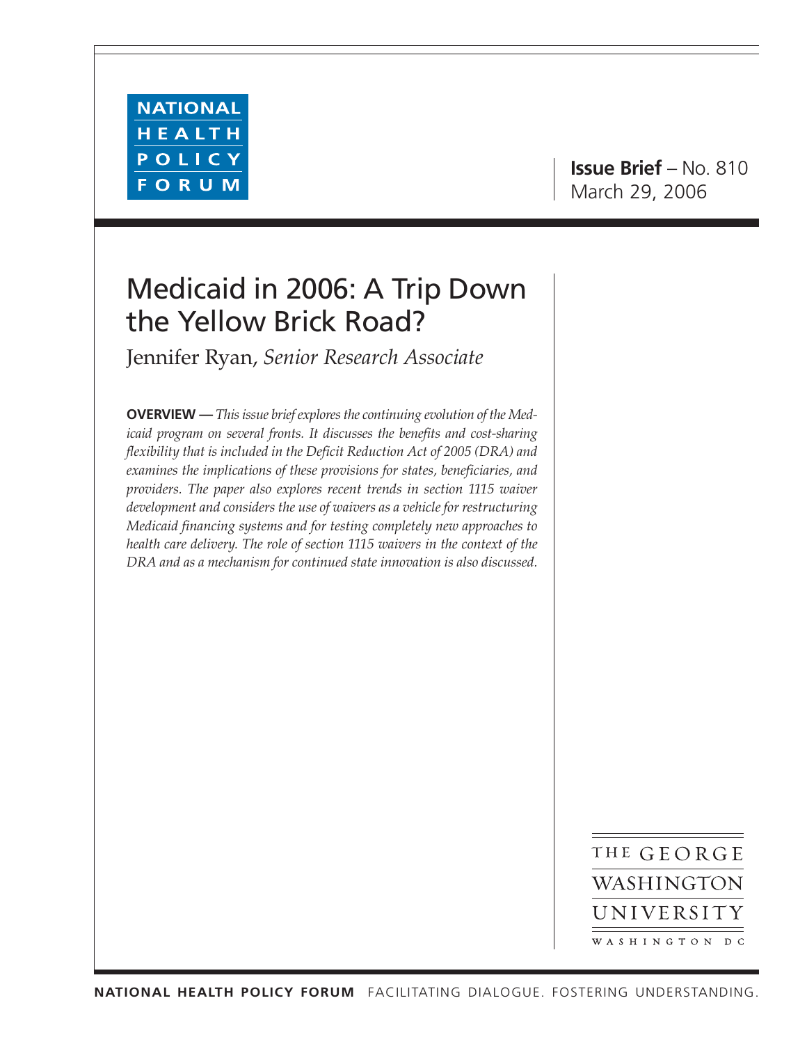NATIONAL HEALTH POLICY FORUM

**Issue Brief** – No. 810
March 29, 2006

# Medicaid in 2006: A Trip Down the Yellow Brick Road?

Jennifer Ryan, *Senior Research Associate*

**OVERVIEW —** *This issue brief explores the continuing evolution of the Medicaid program on several fronts. It discusses the benefits and cost-sharing flexibility that is included in the Deficit Reduction Act of 2005 (DRA) and examines the implications of these provisions for states, beneficiaries, and providers. The paper also explores recent trends in section 1115 waiver development and considers the use of waivers as a vehicle for restructuring Medicaid financing systems and for testing completely new approaches to health care delivery. The role of section 1115 waivers in the context of the DRA and as a mechanism for continued state innovation is also discussed.*

THE GEORGE WASHINGTON UNIVERSITY
WASHINGTON DC

NATIONAL HEALTH POLICY FORUM FACILITATING DIALOGUE. FOSTERING UNDERSTANDING.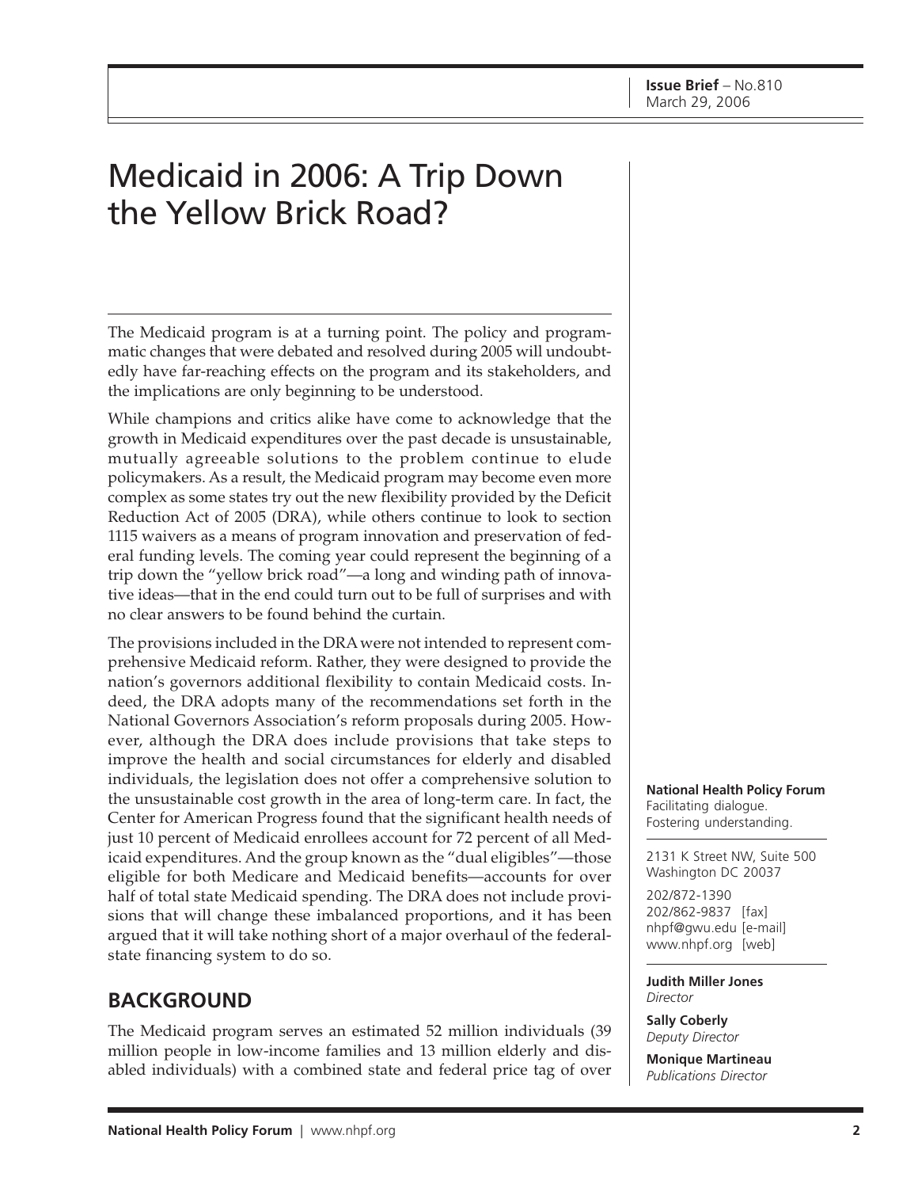Issue Brief – No.810
March 29, 2006

# Medicaid in 2006: A Trip Down the Yellow Brick Road?

The Medicaid program is at a turning point. The policy and programmatic changes that were debated and resolved during 2005 will undoubtedly have far-reaching effects on the program and its stakeholders, and the implications are only beginning to be understood.

While champions and critics alike have come to acknowledge that the growth in Medicaid expenditures over the past decade is unsustainable, mutually agreeable solutions to the problem continue to elude policymakers. As a result, the Medicaid program may become even more complex as some states try out the new flexibility provided by the Deficit Reduction Act of 2005 (DRA), while others continue to look to section 1115 waivers as a means of program innovation and preservation of federal funding levels. The coming year could represent the beginning of a trip down the "yellow brick road"—a long and winding path of innovative ideas—that in the end could turn out to be full of surprises and with no clear answers to be found behind the curtain.

The provisions included in the DRA were not intended to represent comprehensive Medicaid reform. Rather, they were designed to provide the nation's governors additional flexibility to contain Medicaid costs. Indeed, the DRA adopts many of the recommendations set forth in the National Governors Association's reform proposals during 2005. However, although the DRA does include provisions that take steps to improve the health and social circumstances for elderly and disabled individuals, the legislation does not offer a comprehensive solution to the unsustainable cost growth in the area of long-term care. In fact, the Center for American Progress found that the significant health needs of just 10 percent of Medicaid enrollees account for 72 percent of all Medicaid expenditures. And the group known as the "dual eligibles"—those eligible for both Medicare and Medicaid benefits—accounts for over half of total state Medicaid spending. The DRA does not include provisions that will change these imbalanced proportions, and it has been argued that it will take nothing short of a major overhaul of the federal-state financing system to do so.

## BACKGROUND

The Medicaid program serves an estimated 52 million individuals (39 million people in low-income families and 13 million elderly and disabled individuals) with a combined state and federal price tag of over

**National Health Policy Forum**
Facilitating dialogue.
Fostering understanding.

2131 K Street NW, Suite 500
Washington DC 20037

202/872-1390
202/862-9837 [fax]
nhpf@gwu.edu [e-mail]
www.nhpf.org [web]

**Judith Miller Jones**
*Director*

**Sally Coberly**
*Deputy Director*

**Monique Martineau**
*Publications Director*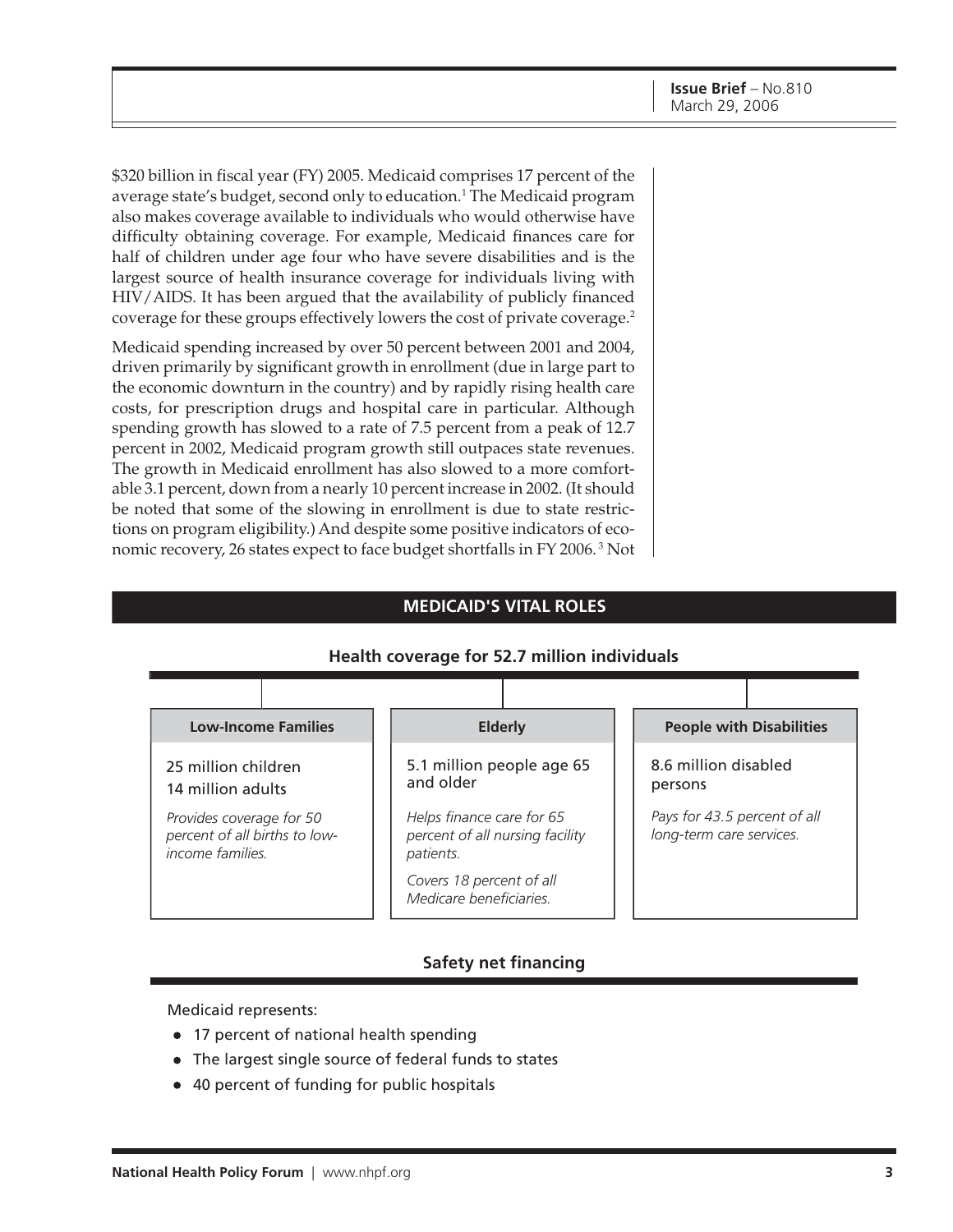$320 billion in fiscal year (FY) 2005. Medicaid comprises 17 percent of the average state's budget, second only to education.[1] The Medicaid program also makes coverage available to individuals who would otherwise have difficulty obtaining coverage. For example, Medicaid finances care for half of children under age four who have severe disabilities and is the largest source of health insurance coverage for individuals living with HIV/AIDS. It has been argued that the availability of publicly financed coverage for these groups effectively lowers the cost of private coverage.[2]

Medicaid spending increased by over 50 percent between 2001 and 2004, driven primarily by significant growth in enrollment (due in large part to the economic downturn in the country) and by rapidly rising health care costs, for prescription drugs and hospital care in particular. Although spending growth has slowed to a rate of 7.5 percent from a peak of 12.7 percent in 2002, Medicaid program growth still outpaces state revenues. The growth in Medicaid enrollment has also slowed to a more comfortable 3.1 percent, down from a nearly 10 percent increase in 2002. (It should be noted that some of the slowing in enrollment is due to state restrictions on program eligibility.) And despite some positive indicators of economic recovery, 26 states expect to face budget shortfalls in FY 2006.[3] Not

## MEDICAID'S VITAL ROLES

### Health coverage for 52.7 million individuals

| Low-Income Families | Elderly | People with Disabilities |
|---|---|---|
| 25 million children<br>14 million adults | 5.1 million people age 65 and older | 8.6 million disabled persons |
| *Provides coverage for 50 percent of all births to low-income families.* | *Helps finance care for 65 percent of all nursing facility patients.*<br><br>*Covers 18 percent of all Medicare beneficiaries.* | *Pays for 43.5 percent of all long-term care services.* |

### Safety net financing

Medicaid represents:

- 17 percent of national health spending
- The largest single source of federal funds to states
- 40 percent of funding for public hospitals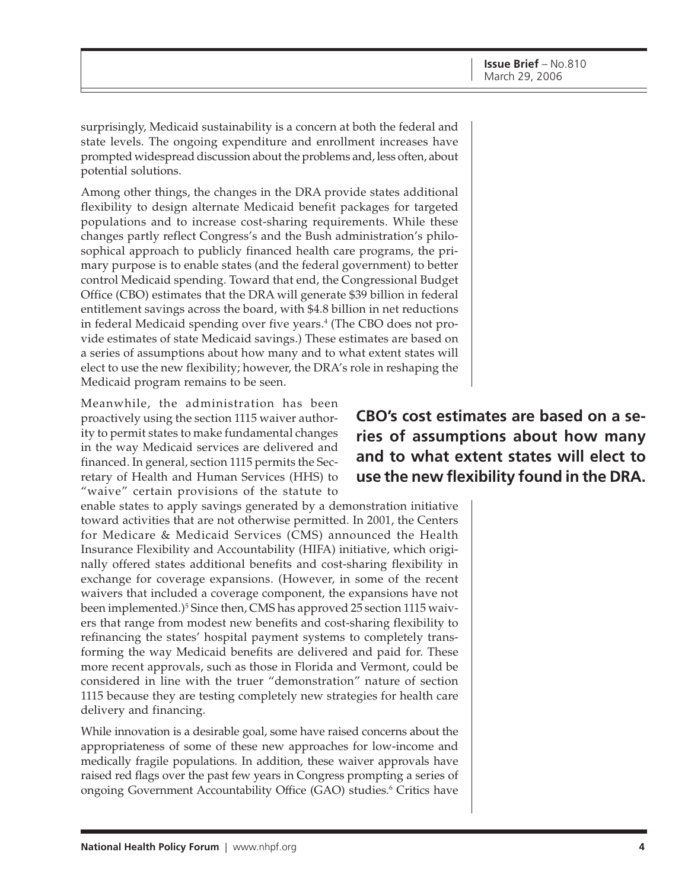surprisingly, Medicaid sustainability is a concern at both the federal and state levels. The ongoing expenditure and enrollment increases have prompted widespread discussion about the problems and, less often, about potential solutions.

Among other things, the changes in the DRA provide states additional flexibility to design alternate Medicaid benefit packages for targeted populations and to increase cost-sharing requirements. While these changes partly reflect Congress's and the Bush administration's philosophical approach to publicly financed health care programs, the primary purpose is to enable states (and the federal government) to better control Medicaid spending. Toward that end, the Congressional Budget Office (CBO) estimates that the DRA will generate $39 billion in federal entitlement savings across the board, with $4.8 billion in net reductions in federal Medicaid spending over five years.[4] (The CBO does not provide estimates of state Medicaid savings.) These estimates are based on a series of assumptions about how many and to what extent states will elect to use the new flexibility; however, the DRA's role in reshaping the Medicaid program remains to be seen.

**CBO's cost estimates are based on a series of assumptions about how many and to what extent states will elect to use the new flexibility found in the DRA.**

Meanwhile, the administration has been proactively using the section 1115 waiver authority to permit states to make fundamental changes in the way Medicaid services are delivered and financed. In general, section 1115 permits the Secretary of Health and Human Services (HHS) to "waive" certain provisions of the statute to enable states to apply savings generated by a demonstration initiative toward activities that are not otherwise permitted. In 2001, the Centers for Medicare & Medicaid Services (CMS) announced the Health Insurance Flexibility and Accountability (HIFA) initiative, which originally offered states additional benefits and cost-sharing flexibility in exchange for coverage expansions. (However, in some of the recent waivers that included a coverage component, the expansions have not been implemented.)[5] Since then, CMS has approved 25 section 1115 waivers that range from modest new benefits and cost-sharing flexibility to refinancing the states' hospital payment systems to completely transforming the way Medicaid benefits are delivered and paid for. These more recent approvals, such as those in Florida and Vermont, could be considered in line with the truer "demonstration" nature of section 1115 because they are testing completely new strategies for health care delivery and financing.

While innovation is a desirable goal, some have raised concerns about the appropriateness of some of these new approaches for low-income and medically fragile populations. In addition, these waiver approvals have raised red flags over the past few years in Congress prompting a series of ongoing Government Accountability Office (GAO) studies.[6] Critics have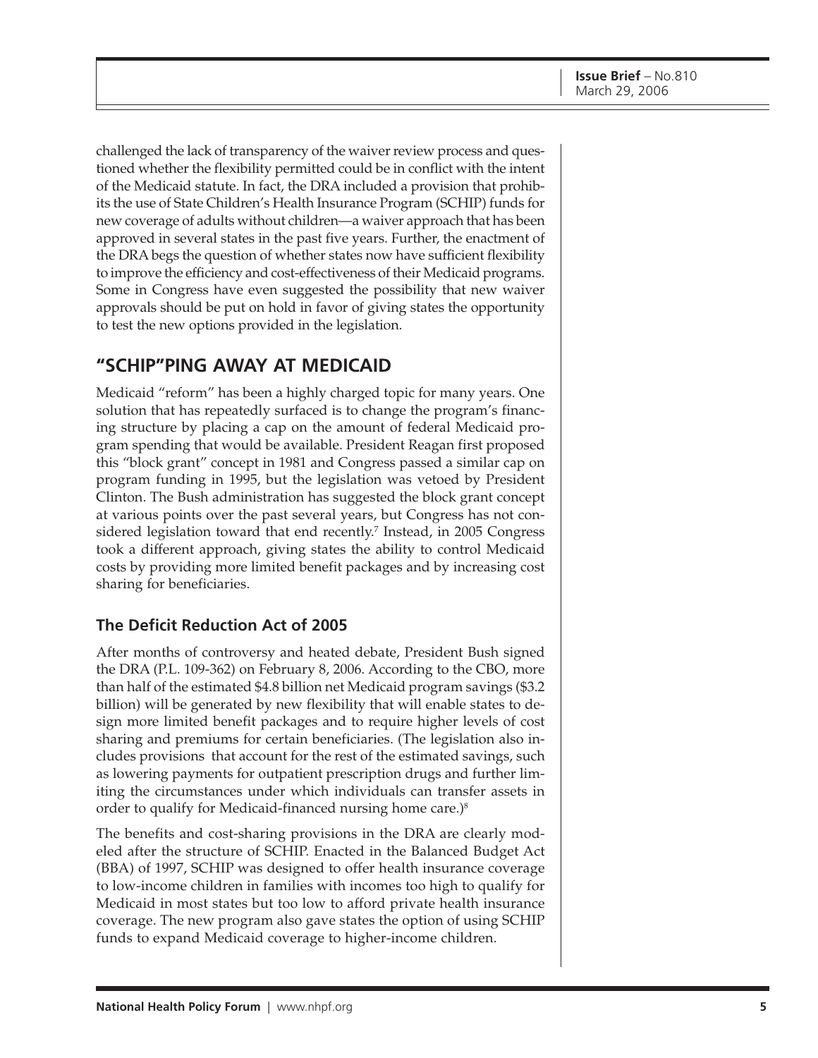challenged the lack of transparency of the waiver review process and questioned whether the flexibility permitted could be in conflict with the intent of the Medicaid statute. In fact, the DRA included a provision that prohibits the use of State Children's Health Insurance Program (SCHIP) funds for new coverage of adults without children—a waiver approach that has been approved in several states in the past five years. Further, the enactment of the DRA begs the question of whether states now have sufficient flexibility to improve the efficiency and cost-effectiveness of their Medicaid programs. Some in Congress have even suggested the possibility that new waiver approvals should be put on hold in favor of giving states the opportunity to test the new options provided in the legislation.

## "SCHIP"PING AWAY AT MEDICAID

Medicaid "reform" has been a highly charged topic for many years. One solution that has repeatedly surfaced is to change the program's financing structure by placing a cap on the amount of federal Medicaid program spending that would be available. President Reagan first proposed this "block grant" concept in 1981 and Congress passed a similar cap on program funding in 1995, but the legislation was vetoed by President Clinton. The Bush administration has suggested the block grant concept at various points over the past several years, but Congress has not considered legislation toward that end recently.[7] Instead, in 2005 Congress took a different approach, giving states the ability to control Medicaid costs by providing more limited benefit packages and by increasing cost sharing for beneficiaries.

### The Deficit Reduction Act of 2005

After months of controversy and heated debate, President Bush signed the DRA (P.L. 109-362) on February 8, 2006. According to the CBO, more than half of the estimated $4.8 billion net Medicaid program savings ($3.2 billion) will be generated by new flexibility that will enable states to design more limited benefit packages and to require higher levels of cost sharing and premiums for certain beneficiaries. (The legislation also includes provisions that account for the rest of the estimated savings, such as lowering payments for outpatient prescription drugs and further limiting the circumstances under which individuals can transfer assets in order to qualify for Medicaid-financed nursing home care.)[8]

The benefits and cost-sharing provisions in the DRA are clearly modeled after the structure of SCHIP. Enacted in the Balanced Budget Act (BBA) of 1997, SCHIP was designed to offer health insurance coverage to low-income children in families with incomes too high to qualify for Medicaid in most states but too low to afford private health insurance coverage. The new program also gave states the option of using SCHIP funds to expand Medicaid coverage to higher-income children.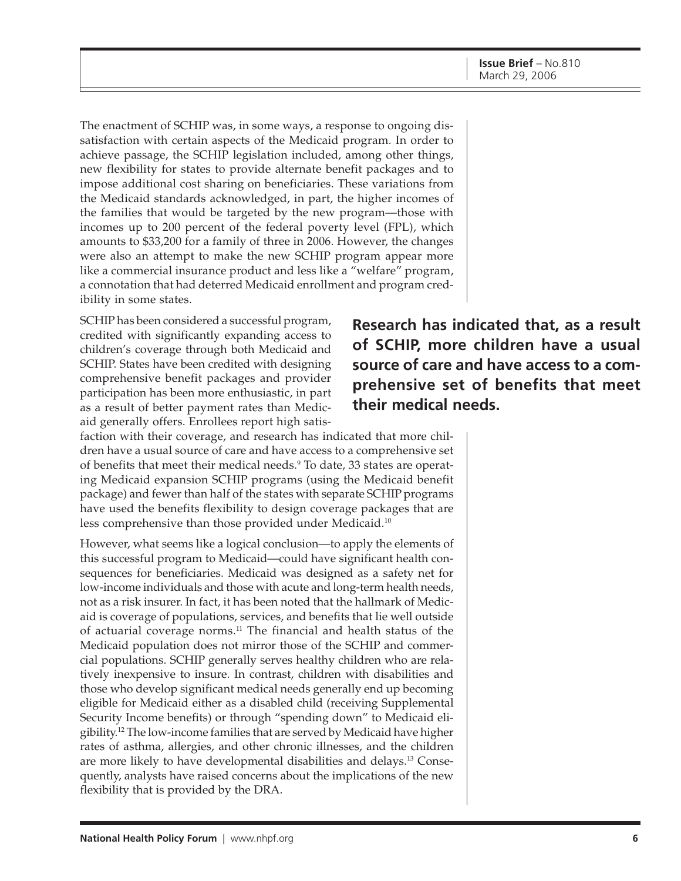The enactment of SCHIP was, in some ways, a response to ongoing dissatisfaction with certain aspects of the Medicaid program. In order to achieve passage, the SCHIP legislation included, among other things, new flexibility for states to provide alternate benefit packages and to impose additional cost sharing on beneficiaries. These variations from the Medicaid standards acknowledged, in part, the higher incomes of the families that would be targeted by the new program—those with incomes up to 200 percent of the federal poverty level (FPL), which amounts to $33,200 for a family of three in 2006. However, the changes were also an attempt to make the new SCHIP program appear more like a commercial insurance product and less like a "welfare" program, a connotation that had deterred Medicaid enrollment and program credibility in some states.

SCHIP has been considered a successful program, credited with significantly expanding access to children's coverage through both Medicaid and SCHIP. States have been credited with designing comprehensive benefit packages and provider participation has been more enthusiastic, in part as a result of better payment rates than Medicaid generally offers. Enrollees report high satisfaction with their coverage, and research has indicated that more children have a usual source of care and have access to a comprehensive set of benefits that meet their medical needs.[9] To date, 33 states are operating Medicaid expansion SCHIP programs (using the Medicaid benefit package) and fewer than half of the states with separate SCHIP programs have used the benefits flexibility to design coverage packages that are less comprehensive than those provided under Medicaid.[10]

**Research has indicated that, as a result of SCHIP, more children have a usual source of care and have access to a comprehensive set of benefits that meet their medical needs.**

However, what seems like a logical conclusion—to apply the elements of this successful program to Medicaid—could have significant health consequences for beneficiaries. Medicaid was designed as a safety net for low-income individuals and those with acute and long-term health needs, not as a risk insurer. In fact, it has been noted that the hallmark of Medicaid is coverage of populations, services, and benefits that lie well outside of actuarial coverage norms.[11] The financial and health status of the Medicaid population does not mirror those of the SCHIP and commercial populations. SCHIP generally serves healthy children who are relatively inexpensive to insure. In contrast, children with disabilities and those who develop significant medical needs generally end up becoming eligible for Medicaid either as a disabled child (receiving Supplemental Security Income benefits) or through "spending down" to Medicaid eligibility.[12] The low-income families that are served by Medicaid have higher rates of asthma, allergies, and other chronic illnesses, and the children are more likely to have developmental disabilities and delays.[13] Consequently, analysts have raised concerns about the implications of the new flexibility that is provided by the DRA.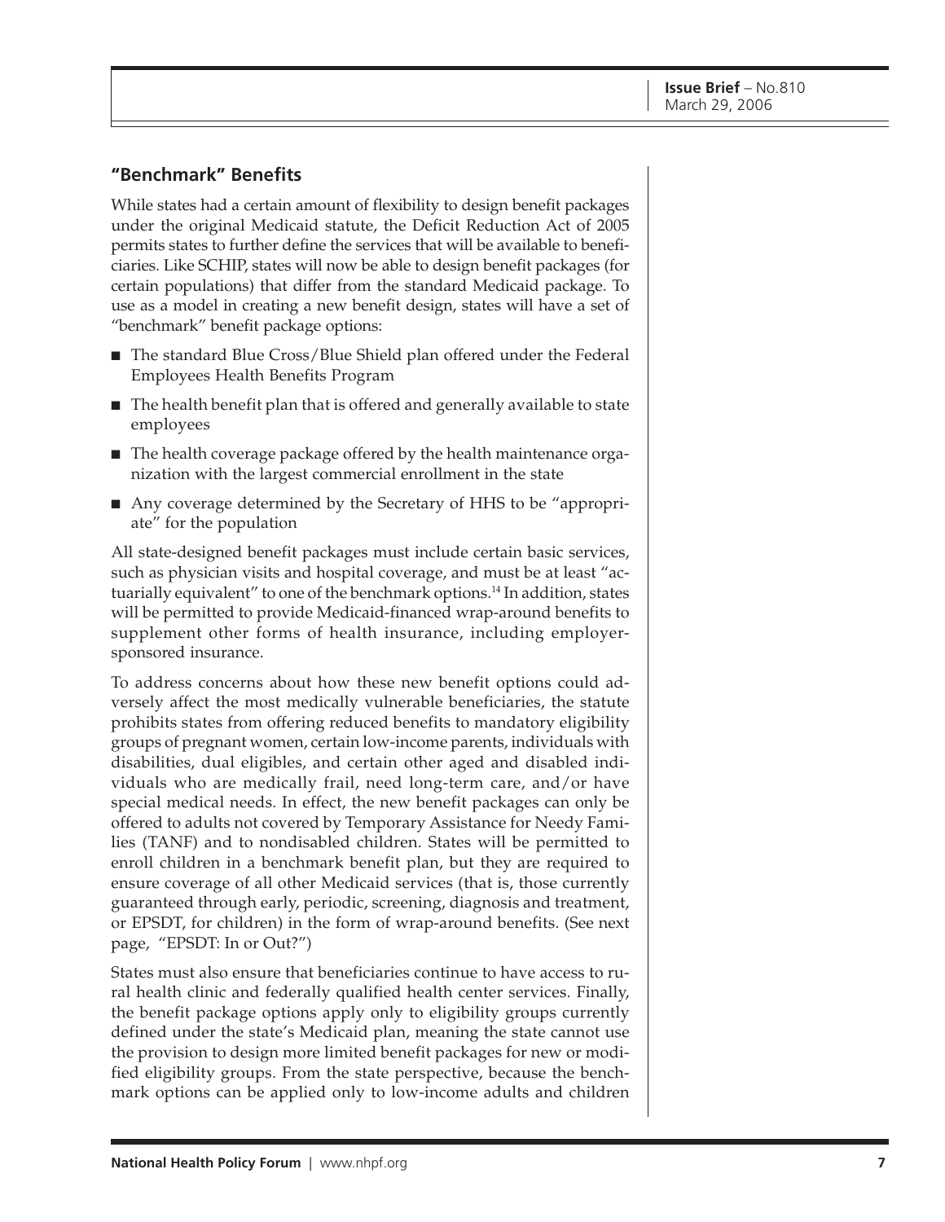## "Benchmark" Benefits

While states had a certain amount of flexibility to design benefit packages under the original Medicaid statute, the Deficit Reduction Act of 2005 permits states to further define the services that will be available to beneficiaries. Like SCHIP, states will now be able to design benefit packages (for certain populations) that differ from the standard Medicaid package. To use as a model in creating a new benefit design, states will have a set of "benchmark" benefit package options:

- The standard Blue Cross/Blue Shield plan offered under the Federal Employees Health Benefits Program
- The health benefit plan that is offered and generally available to state employees
- The health coverage package offered by the health maintenance organization with the largest commercial enrollment in the state
- Any coverage determined by the Secretary of HHS to be "appropriate" for the population

All state-designed benefit packages must include certain basic services, such as physician visits and hospital coverage, and must be at least "actuarially equivalent" to one of the benchmark options.[14] In addition, states will be permitted to provide Medicaid-financed wrap-around benefits to supplement other forms of health insurance, including employer-sponsored insurance.

To address concerns about how these new benefit options could adversely affect the most medically vulnerable beneficiaries, the statute prohibits states from offering reduced benefits to mandatory eligibility groups of pregnant women, certain low-income parents, individuals with disabilities, dual eligibles, and certain other aged and disabled individuals who are medically frail, need long-term care, and/or have special medical needs. In effect, the new benefit packages can only be offered to adults not covered by Temporary Assistance for Needy Families (TANF) and to nondisabled children. States will be permitted to enroll children in a benchmark benefit plan, but they are required to ensure coverage of all other Medicaid services (that is, those currently guaranteed through early, periodic, screening, diagnosis and treatment, or EPSDT, for children) in the form of wrap-around benefits. (See next page, "EPSDT: In or Out?")

States must also ensure that beneficiaries continue to have access to rural health clinic and federally qualified health center services. Finally, the benefit package options apply only to eligibility groups currently defined under the state's Medicaid plan, meaning the state cannot use the provision to design more limited benefit packages for new or modified eligibility groups. From the state perspective, because the benchmark options can be applied only to low-income adults and children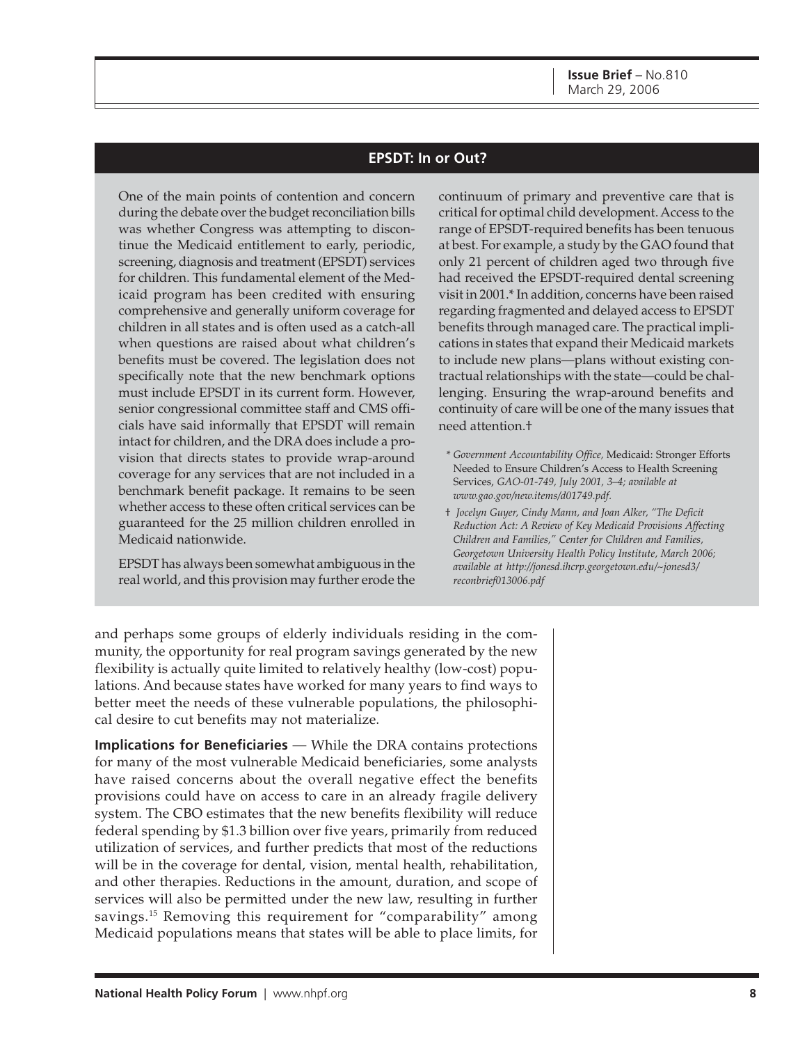## EPSDT: In or Out?

One of the main points of contention and concern during the debate over the budget reconciliation bills was whether Congress was attempting to discontinue the Medicaid entitlement to early, periodic, screening, diagnosis and treatment (EPSDT) services for children. This fundamental element of the Medicaid program has been credited with ensuring comprehensive and generally uniform coverage for children in all states and is often used as a catch-all when questions are raised about what children's benefits must be covered. The legislation does not specifically note that the new benchmark options must include EPSDT in its current form. However, senior congressional committee staff and CMS officials have said informally that EPSDT will remain intact for children, and the DRA does include a provision that directs states to provide wrap-around coverage for any services that are not included in a benchmark benefit package. It remains to be seen whether access to these often critical services can be guaranteed for the 25 million children enrolled in Medicaid nationwide.

EPSDT has always been somewhat ambiguous in the real world, and this provision may further erode the continuum of primary and preventive care that is critical for optimal child development. Access to the range of EPSDT-required benefits has been tenuous at best. For example, a study by the GAO found that only 21 percent of children aged two through five had received the EPSDT-required dental screening visit in 2001.* In addition, concerns have been raised regarding fragmented and delayed access to EPSDT benefits through managed care. The practical implications in states that expand their Medicaid markets to include new plans—plans without existing contractual relationships with the state—could be challenging. Ensuring the wrap-around benefits and continuity of care will be one of the many issues that need attention.†

\* *Government Accountability Office,* Medicaid: Stronger Efforts Needed to Ensure Children's Access to Health Screening Services, *GAO-01-749, July 2001, 3–4; available at www.gao.gov/new.items/d01749.pdf.*

† *Jocelyn Guyer, Cindy Mann, and Joan Alker, "The Deficit Reduction Act: A Review of Key Medicaid Provisions Affecting Children and Families," Center for Children and Families, Georgetown University Health Policy Institute, March 2006; available at http://jonesd.ihcrp.georgetown.edu/~jonesd3/reconbrief013006.pdf*

and perhaps some groups of elderly individuals residing in the community, the opportunity for real program savings generated by the new flexibility is actually quite limited to relatively healthy (low-cost) populations. And because states have worked for many years to find ways to better meet the needs of these vulnerable populations, the philosophical desire to cut benefits may not materialize.

**Implications for Beneficiaries** — While the DRA contains protections for many of the most vulnerable Medicaid beneficiaries, some analysts have raised concerns about the overall negative effect the benefits provisions could have on access to care in an already fragile delivery system. The CBO estimates that the new benefits flexibility will reduce federal spending by $1.3 billion over five years, primarily from reduced utilization of services, and further predicts that most of the reductions will be in the coverage for dental, vision, mental health, rehabilitation, and other therapies. Reductions in the amount, duration, and scope of services will also be permitted under the new law, resulting in further savings.[15] Removing this requirement for "comparability" among Medicaid populations means that states will be able to place limits, for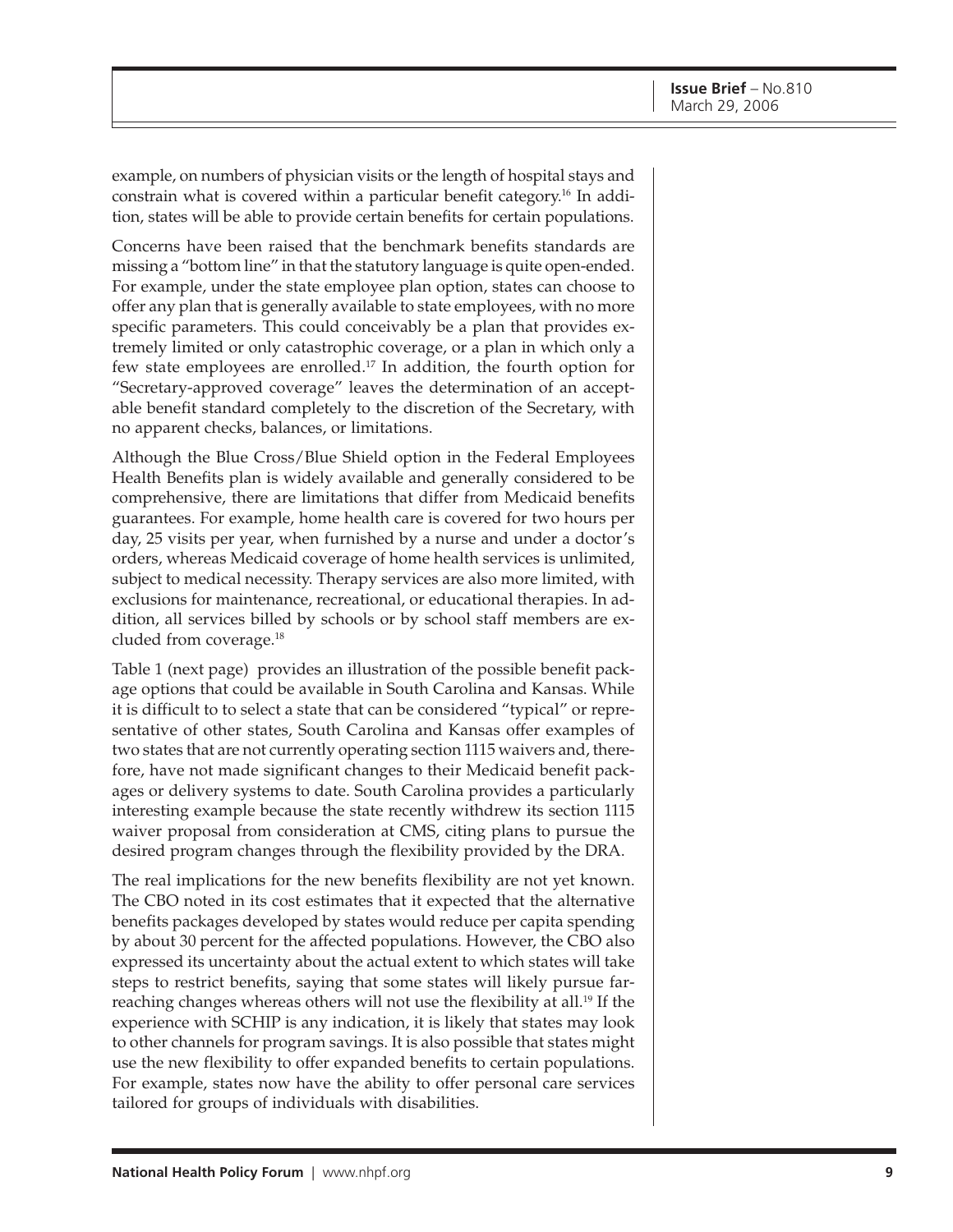example, on numbers of physician visits or the length of hospital stays and constrain what is covered within a particular benefit category.[16] In addition, states will be able to provide certain benefits for certain populations.

Concerns have been raised that the benchmark benefits standards are missing a "bottom line" in that the statutory language is quite open-ended. For example, under the state employee plan option, states can choose to offer any plan that is generally available to state employees, with no more specific parameters. This could conceivably be a plan that provides extremely limited or only catastrophic coverage, or a plan in which only a few state employees are enrolled.[17] In addition, the fourth option for "Secretary-approved coverage" leaves the determination of an acceptable benefit standard completely to the discretion of the Secretary, with no apparent checks, balances, or limitations.

Although the Blue Cross/Blue Shield option in the Federal Employees Health Benefits plan is widely available and generally considered to be comprehensive, there are limitations that differ from Medicaid benefits guarantees. For example, home health care is covered for two hours per day, 25 visits per year, when furnished by a nurse and under a doctor's orders, whereas Medicaid coverage of home health services is unlimited, subject to medical necessity. Therapy services are also more limited, with exclusions for maintenance, recreational, or educational therapies. In addition, all services billed by schools or by school staff members are excluded from coverage.[18]

Table 1 (next page) provides an illustration of the possible benefit package options that could be available in South Carolina and Kansas. While it is difficult to to select a state that can be considered "typical" or representative of other states, South Carolina and Kansas offer examples of two states that are not currently operating section 1115 waivers and, therefore, have not made significant changes to their Medicaid benefit packages or delivery systems to date. South Carolina provides a particularly interesting example because the state recently withdrew its section 1115 waiver proposal from consideration at CMS, citing plans to pursue the desired program changes through the flexibility provided by the DRA.

The real implications for the new benefits flexibility are not yet known. The CBO noted in its cost estimates that it expected that the alternative benefits packages developed by states would reduce per capita spending by about 30 percent for the affected populations. However, the CBO also expressed its uncertainty about the actual extent to which states will take steps to restrict benefits, saying that some states will likely pursue far-reaching changes whereas others will not use the flexibility at all.[19] If the experience with SCHIP is any indication, it is likely that states may look to other channels for program savings. It is also possible that states might use the new flexibility to offer expanded benefits to certain populations. For example, states now have the ability to offer personal care services tailored for groups of individuals with disabilities.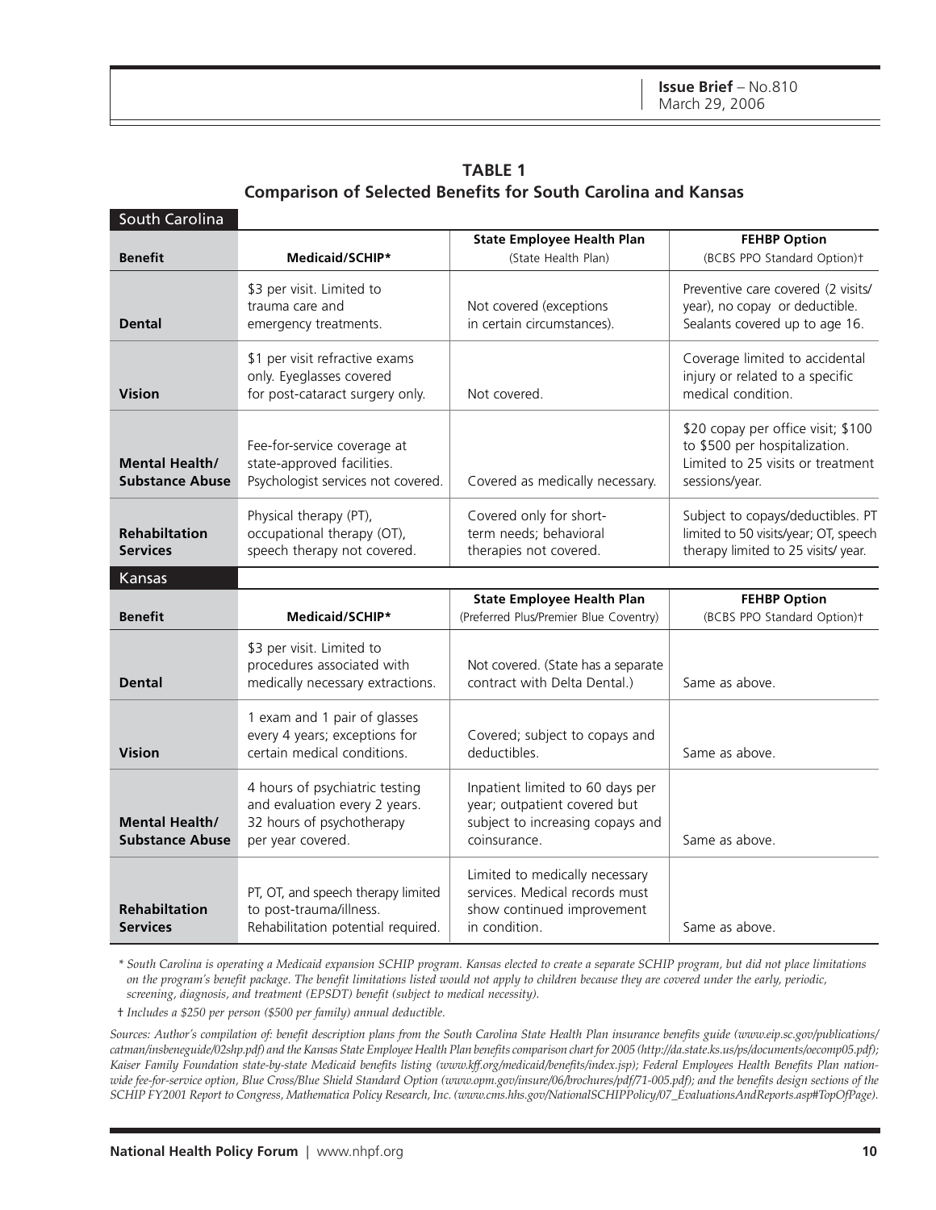**TABLE 1**
**Comparison of Selected Benefits for South Carolina and Kansas**

| **Benefit** | **Medicaid/SCHIP*** | **State Employee Health Plan** (State Health Plan) | **FEHBP Option** (BCBS PPO Standard Option)† |
|---|---|---|---|
| **South Carolina** | | | |
| **Dental** | $3 per visit. Limited to trauma care and emergency treatments. | Not covered (exceptions in certain circumstances). | Preventive care covered (2 visits/ year), no copay or deductible. Sealants covered up to age 16. |
| **Vision** | $1 per visit refractive exams only. Eyeglasses covered for post-cataract surgery only. | Not covered. | Coverage limited to accidental injury or related to a specific medical condition. |
| **Mental Health/ Substance Abuse** | Fee-for-service coverage at state-approved facilities. Psychologist services not covered. | Covered as medically necessary. | $20 copay per office visit; $100 to $500 per hospitalization. Limited to 25 visits or treatment sessions/year. |
| **Rehabiltation Services** | Physical therapy (PT), occupational therapy (OT), speech therapy not covered. | Covered only for short-term needs; behavioral therapies not covered. | Subject to copays/deductibles. PT limited to 50 visits/year; OT, speech therapy limited to 25 visits/ year. |
| **Kansas** | | **State Employee Health Plan** (Preferred Plus/Premier Blue Coventry) | **FEHBP Option** (BCBS PPO Standard Option)† |
| **Dental** | $3 per visit. Limited to procedures associated with medically necessary extractions. | Not covered. (State has a separate contract with Delta Dental.) | Same as above. |
| **Vision** | 1 exam and 1 pair of glasses every 4 years; exceptions for certain medical conditions. | Covered; subject to copays and deductibles. | Same as above. |
| **Mental Health/ Substance Abuse** | 4 hours of psychiatric testing and evaluation every 2 years. 32 hours of psychotherapy per year covered. | Inpatient limited to 60 days per year; outpatient covered but subject to increasing copays and coinsurance. | Same as above. |
| **Rehabiltation Services** | PT, OT, and speech therapy limited to post-trauma/illness. Rehabilitation potential required. | Limited to medically necessary services. Medical records must show continued improvement in condition. | Same as above. |

*\* South Carolina is operating a Medicaid expansion SCHIP program. Kansas elected to create a separate SCHIP program, but did not place limitations on the program's benefit package. The benefit limitations listed would not apply to children because they are covered under the early, periodic, screening, diagnosis, and treatment (EPSDT) benefit (subject to medical necessity).*

*† Includes a $250 per person ($500 per family) annual deductible.*

*Sources: Author's compilation of: benefit description plans from the South Carolina State Health Plan insurance benefits guide (www.eip.sc.gov/publications/catman/insbeneguide/02shp.pdf) and the Kansas State Employee Health Plan benefits comparison chart for 2005 (http://da.state.ks.us/ps/documents/oecomp05.pdf); Kaiser Family Foundation state-by-state Medicaid benefits listing (www.kff.org/medicaid/benefits/index.jsp); Federal Employees Health Benefits Plan nationwide fee-for-service option, Blue Cross/Blue Shield Standard Option (www.opm.gov/insure/06/brochures/pdf/71-005.pdf); and the benefits design sections of the SCHIP FY2001 Report to Congress, Mathematica Policy Research, Inc. (www.cms.hhs.gov/NationalSCHIPPolicy/07_EvaluationsAndReports.asp#TopOfPage).*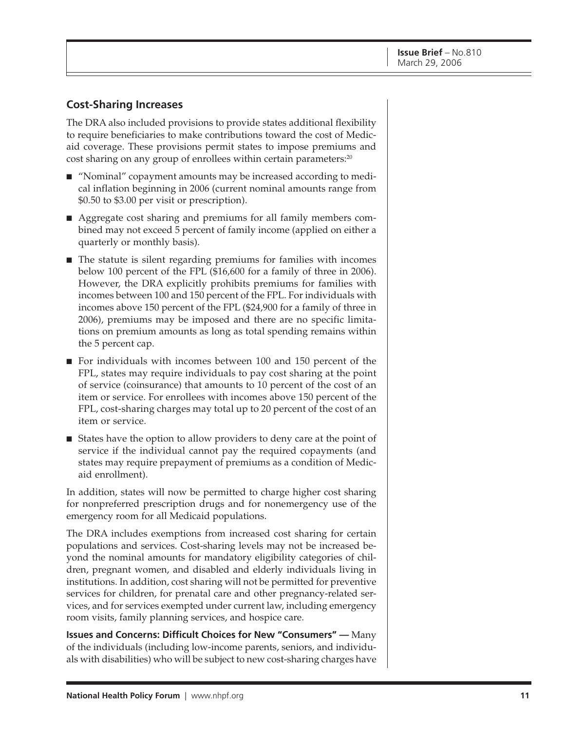## Cost-Sharing Increases

The DRA also included provisions to provide states additional flexibility to require beneficiaries to make contributions toward the cost of Medicaid coverage. These provisions permit states to impose premiums and cost sharing on any group of enrollees within certain parameters:[20]

- "Nominal" copayment amounts may be increased according to medical inflation beginning in 2006 (current nominal amounts range from $0.50 to $3.00 per visit or prescription).
- Aggregate cost sharing and premiums for all family members combined may not exceed 5 percent of family income (applied on either a quarterly or monthly basis).
- The statute is silent regarding premiums for families with incomes below 100 percent of the FPL ($16,600 for a family of three in 2006). However, the DRA explicitly prohibits premiums for families with incomes between 100 and 150 percent of the FPL. For individuals with incomes above 150 percent of the FPL ($24,900 for a family of three in 2006), premiums may be imposed and there are no specific limitations on premium amounts as long as total spending remains within the 5 percent cap.
- For individuals with incomes between 100 and 150 percent of the FPL, states may require individuals to pay cost sharing at the point of service (coinsurance) that amounts to 10 percent of the cost of an item or service. For enrollees with incomes above 150 percent of the FPL, cost-sharing charges may total up to 20 percent of the cost of an item or service.
- States have the option to allow providers to deny care at the point of service if the individual cannot pay the required copayments (and states may require prepayment of premiums as a condition of Medicaid enrollment).

In addition, states will now be permitted to charge higher cost sharing for nonpreferred prescription drugs and for nonemergency use of the emergency room for all Medicaid populations.

The DRA includes exemptions from increased cost sharing for certain populations and services. Cost-sharing levels may not be increased beyond the nominal amounts for mandatory eligibility categories of children, pregnant women, and disabled and elderly individuals living in institutions. In addition, cost sharing will not be permitted for preventive services for children, for prenatal care and other pregnancy-related services, and for services exempted under current law, including emergency room visits, family planning services, and hospice care.

**Issues and Concerns: Difficult Choices for New "Consumers" —** Many of the individuals (including low-income parents, seniors, and individuals with disabilities) who will be subject to new cost-sharing charges have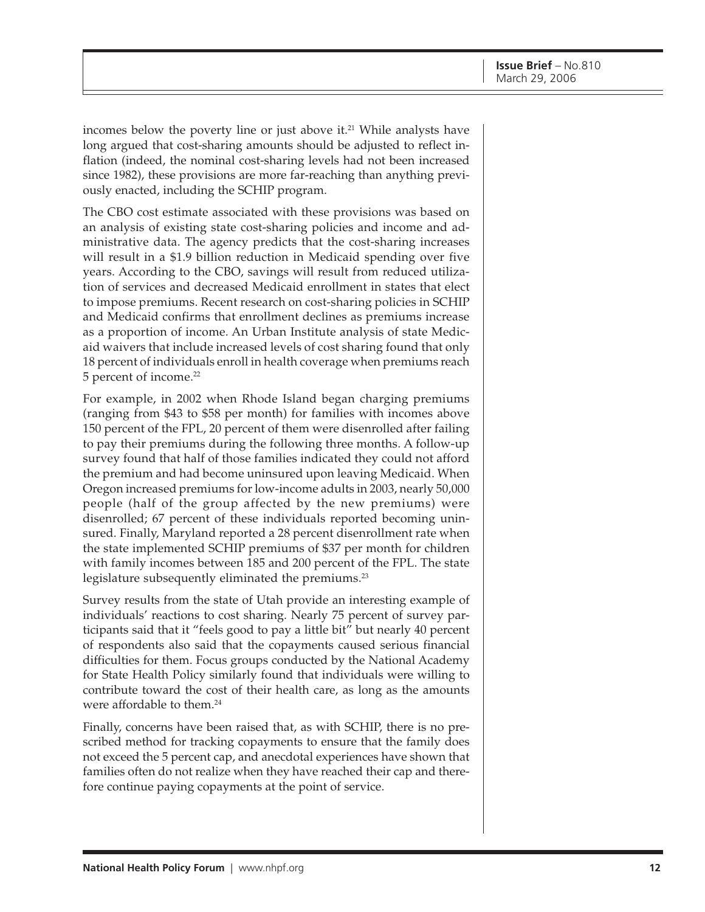incomes below the poverty line or just above it.[21] While analysts have long argued that cost-sharing amounts should be adjusted to reflect inflation (indeed, the nominal cost-sharing levels had not been increased since 1982), these provisions are more far-reaching than anything previously enacted, including the SCHIP program.

The CBO cost estimate associated with these provisions was based on an analysis of existing state cost-sharing policies and income and administrative data. The agency predicts that the cost-sharing increases will result in a $1.9 billion reduction in Medicaid spending over five years. According to the CBO, savings will result from reduced utilization of services and decreased Medicaid enrollment in states that elect to impose premiums. Recent research on cost-sharing policies in SCHIP and Medicaid confirms that enrollment declines as premiums increase as a proportion of income. An Urban Institute analysis of state Medicaid waivers that include increased levels of cost sharing found that only 18 percent of individuals enroll in health coverage when premiums reach 5 percent of income.[22]

For example, in 2002 when Rhode Island began charging premiums (ranging from $43 to $58 per month) for families with incomes above 150 percent of the FPL, 20 percent of them were disenrolled after failing to pay their premiums during the following three months. A follow-up survey found that half of those families indicated they could not afford the premium and had become uninsured upon leaving Medicaid. When Oregon increased premiums for low-income adults in 2003, nearly 50,000 people (half of the group affected by the new premiums) were disenrolled; 67 percent of these individuals reported becoming uninsured. Finally, Maryland reported a 28 percent disenrollment rate when the state implemented SCHIP premiums of $37 per month for children with family incomes between 185 and 200 percent of the FPL. The state legislature subsequently eliminated the premiums.[23]

Survey results from the state of Utah provide an interesting example of individuals' reactions to cost sharing. Nearly 75 percent of survey participants said that it "feels good to pay a little bit" but nearly 40 percent of respondents also said that the copayments caused serious financial difficulties for them. Focus groups conducted by the National Academy for State Health Policy similarly found that individuals were willing to contribute toward the cost of their health care, as long as the amounts were affordable to them.[24]

Finally, concerns have been raised that, as with SCHIP, there is no prescribed method for tracking copayments to ensure that the family does not exceed the 5 percent cap, and anecdotal experiences have shown that families often do not realize when they have reached their cap and therefore continue paying copayments at the point of service.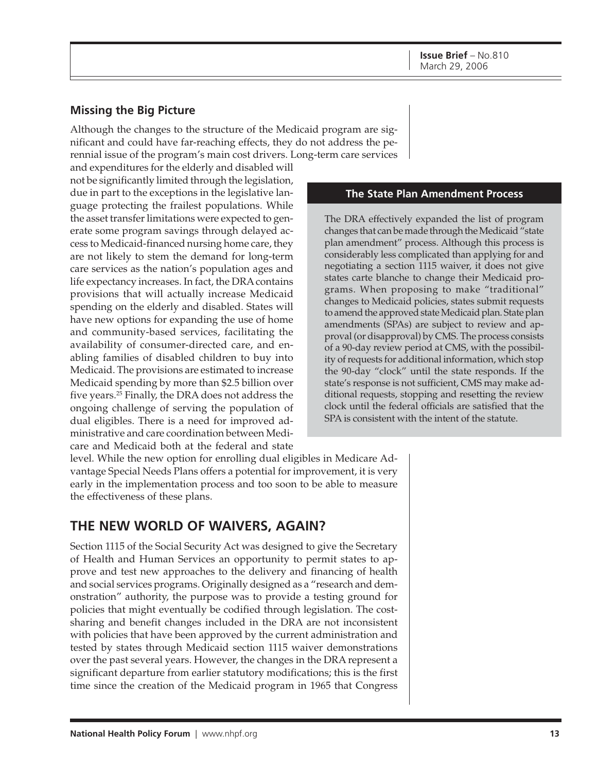### Missing the Big Picture

Although the changes to the structure of the Medicaid program are significant and could have far-reaching effects, they do not address the perennial issue of the program's main cost drivers. Long-term care services and expenditures for the elderly and disabled will not be significantly limited through the legislation, due in part to the exceptions in the legislative language protecting the frailest populations. While the asset transfer limitations were expected to generate some program savings through delayed access to Medicaid-financed nursing home care, they are not likely to stem the demand for long-term care services as the nation's population ages and life expectancy increases. In fact, the DRA contains provisions that will actually increase Medicaid spending on the elderly and disabled. States will have new options for expanding the use of home and community-based services, facilitating the availability of consumer-directed care, and enabling families of disabled children to buy into Medicaid. The provisions are estimated to increase Medicaid spending by more than $2.5 billion over five years.[25] Finally, the DRA does not address the ongoing challenge of serving the population of dual eligibles. There is a need for improved administrative and care coordination between Medicare and Medicaid both at the federal and state level. While the new option for enrolling dual eligibles in Medicare Advantage Special Needs Plans offers a potential for improvement, it is very early in the implementation process and too soon to be able to measure the effectiveness of these plans.

> **The State Plan Amendment Process**
>
> The DRA effectively expanded the list of program changes that can be made through the Medicaid "state plan amendment" process. Although this process is considerably less complicated than applying for and negotiating a section 1115 waiver, it does not give states carte blanche to change their Medicaid programs. When proposing to make "traditional" changes to Medicaid policies, states submit requests to amend the approved state Medicaid plan. State plan amendments (SPAs) are subject to review and approval (or disapproval) by CMS. The process consists of a 90-day review period at CMS, with the possibility of requests for additional information, which stop the 90-day "clock" until the state responds. If the state's response is not sufficient, CMS may make additional requests, stopping and resetting the review clock until the federal officials are satisfied that the SPA is consistent with the intent of the statute.

## THE NEW WORLD OF WAIVERS, AGAIN?

Section 1115 of the Social Security Act was designed to give the Secretary of Health and Human Services an opportunity to permit states to approve and test new approaches to the delivery and financing of health and social services programs. Originally designed as a "research and demonstration" authority, the purpose was to provide a testing ground for policies that might eventually be codified through legislation. The cost-sharing and benefit changes included in the DRA are not inconsistent with policies that have been approved by the current administration and tested by states through Medicaid section 1115 waiver demonstrations over the past several years. However, the changes in the DRA represent a significant departure from earlier statutory modifications; this is the first time since the creation of the Medicaid program in 1965 that Congress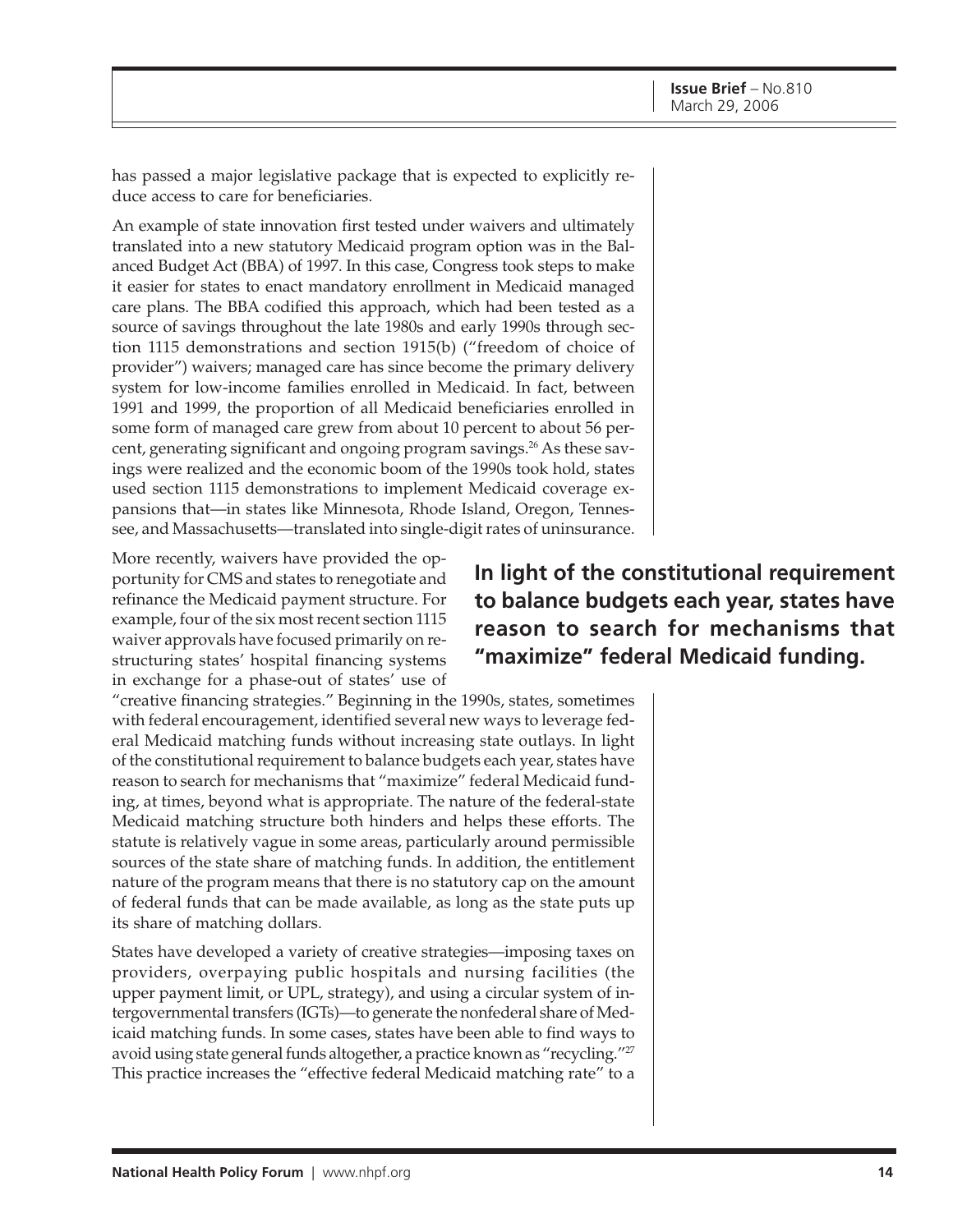has passed a major legislative package that is expected to explicitly reduce access to care for beneficiaries.

An example of state innovation first tested under waivers and ultimately translated into a new statutory Medicaid program option was in the Balanced Budget Act (BBA) of 1997. In this case, Congress took steps to make it easier for states to enact mandatory enrollment in Medicaid managed care plans. The BBA codified this approach, which had been tested as a source of savings throughout the late 1980s and early 1990s through section 1115 demonstrations and section 1915(b) ("freedom of choice of provider") waivers; managed care has since become the primary delivery system for low-income families enrolled in Medicaid. In fact, between 1991 and 1999, the proportion of all Medicaid beneficiaries enrolled in some form of managed care grew from about 10 percent to about 56 percent, generating significant and ongoing program savings.[26] As these savings were realized and the economic boom of the 1990s took hold, states used section 1115 demonstrations to implement Medicaid coverage expansions that—in states like Minnesota, Rhode Island, Oregon, Tennessee, and Massachusetts—translated into single-digit rates of uninsurance.

More recently, waivers have provided the opportunity for CMS and states to renegotiate and refinance the Medicaid payment structure. For example, four of the six most recent section 1115 waiver approvals have focused primarily on restructuring states' hospital financing systems in exchange for a phase-out of states' use of "creative financing strategies." Beginning in the 1990s, states, sometimes with federal encouragement, identified several new ways to leverage federal Medicaid matching funds without increasing state outlays. In light of the constitutional requirement to balance budgets each year, states have reason to search for mechanisms that "maximize" federal Medicaid funding, at times, beyond what is appropriate. The nature of the federal-state Medicaid matching structure both hinders and helps these efforts. The statute is relatively vague in some areas, particularly around permissible sources of the state share of matching funds. In addition, the entitlement nature of the program means that there is no statutory cap on the amount of federal funds that can be made available, as long as the state puts up its share of matching dollars.

**In light of the constitutional requirement to balance budgets each year, states have reason to search for mechanisms that "maximize" federal Medicaid funding.**

States have developed a variety of creative strategies—imposing taxes on providers, overpaying public hospitals and nursing facilities (the upper payment limit, or UPL, strategy), and using a circular system of intergovernmental transfers (IGTs)—to generate the nonfederal share of Medicaid matching funds. In some cases, states have been able to find ways to avoid using state general funds altogether, a practice known as "recycling."[27] This practice increases the "effective federal Medicaid matching rate" to a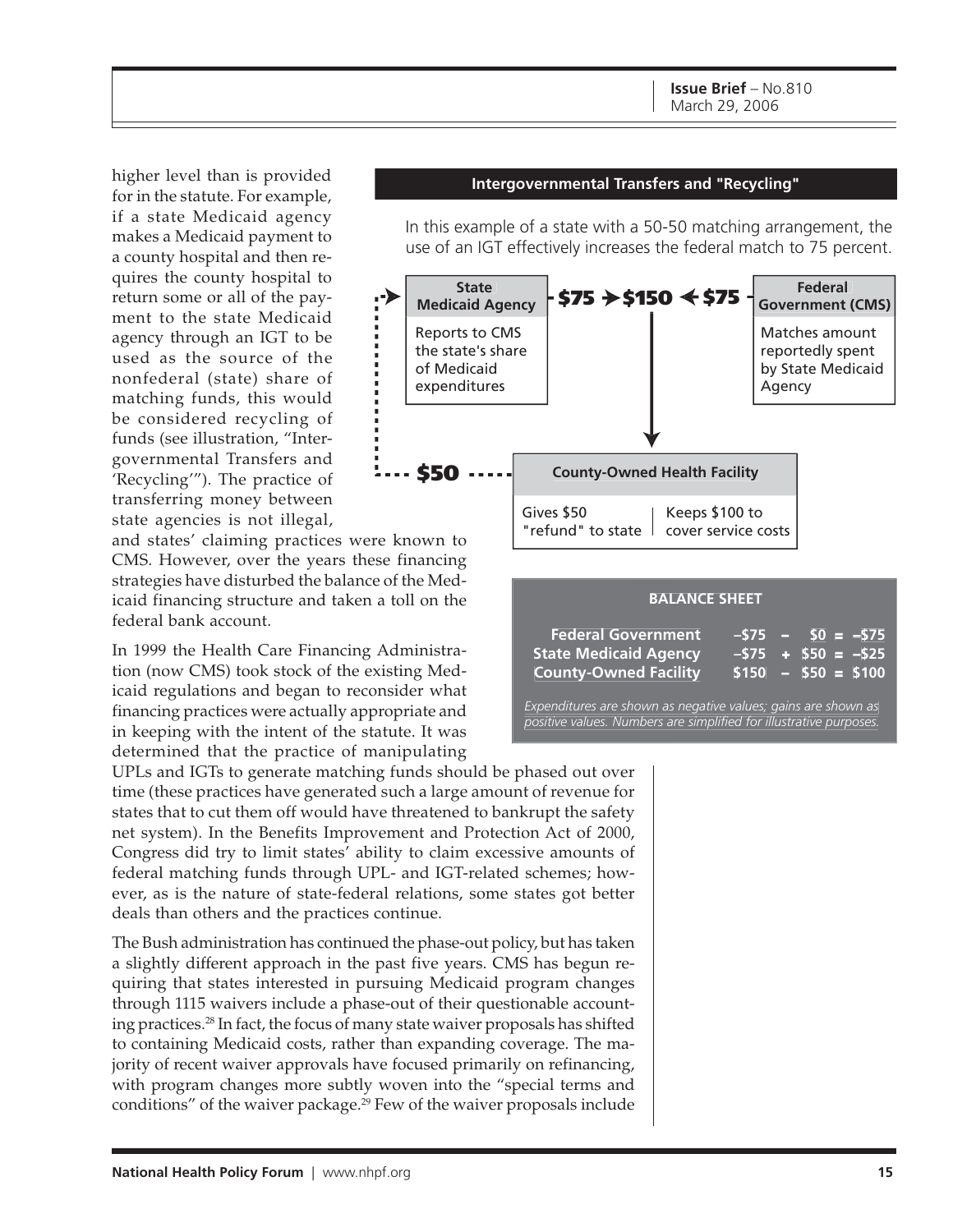higher level than is provided for in the statute. For example, if a state Medicaid agency makes a Medicaid payment to a county hospital and then requires the county hospital to return some or all of the payment to the state Medicaid agency through an IGT to be used as the source of the nonfederal (state) share of matching funds, this would be considered recycling of funds (see illustration, "Intergovernmental Transfers and 'Recycling'"). The practice of transferring money between state agencies is not illegal, and states' claiming practices were known to CMS. However, over the years these financing strategies have disturbed the balance of the Medicaid financing structure and taken a toll on the federal bank account.

**Intergovernmental Transfers and "Recycling"**

In this example of a state with a 50-50 matching arrangement, the use of an IGT effectively increases the federal match to 75 percent.

**State Medicaid Agency** — Reports to CMS the state's share of Medicaid expenditures

$75 → $150 ← $75

**Federal Government (CMS)** — Matches amount reportedly spent by State Medicaid Agency

**County-Owned Health Facility** — Gives $50 "refund" to state | Keeps $100 to cover service costs

$50 (refund to State Medicaid Agency)

**BALANCE SHEET**

| | | | | | |
|---|---|---|---|---|---|
| **Federal Government** | –$75 | – | $0 | = | –$75 |
| **State Medicaid Agency** | –$75 | + | $50 | = | –$25 |
| **County-Owned Facility** | $150 | – | $50 | = | $100 |

*Expenditures are shown as negative values; gains are shown as positive values. Numbers are simplified for illustrative purposes.*

In 1999 the Health Care Financing Administration (now CMS) took stock of the existing Medicaid regulations and began to reconsider what financing practices were actually appropriate and in keeping with the intent of the statute. It was determined that the practice of manipulating UPLs and IGTs to generate matching funds should be phased out over time (these practices have generated such a large amount of revenue for states that to cut them off would have threatened to bankrupt the safety net system). In the Benefits Improvement and Protection Act of 2000, Congress did try to limit states' ability to claim excessive amounts of federal matching funds through UPL- and IGT-related schemes; however, as is the nature of state-federal relations, some states got better deals than others and the practices continue.

The Bush administration has continued the phase-out policy, but has taken a slightly different approach in the past five years. CMS has begun requiring that states interested in pursuing Medicaid program changes through 1115 waivers include a phase-out of their questionable accounting practices.[28] In fact, the focus of many state waiver proposals has shifted to containing Medicaid costs, rather than expanding coverage. The majority of recent waiver approvals have focused primarily on refinancing, with program changes more subtly woven into the "special terms and conditions" of the waiver package.[29] Few of the waiver proposals include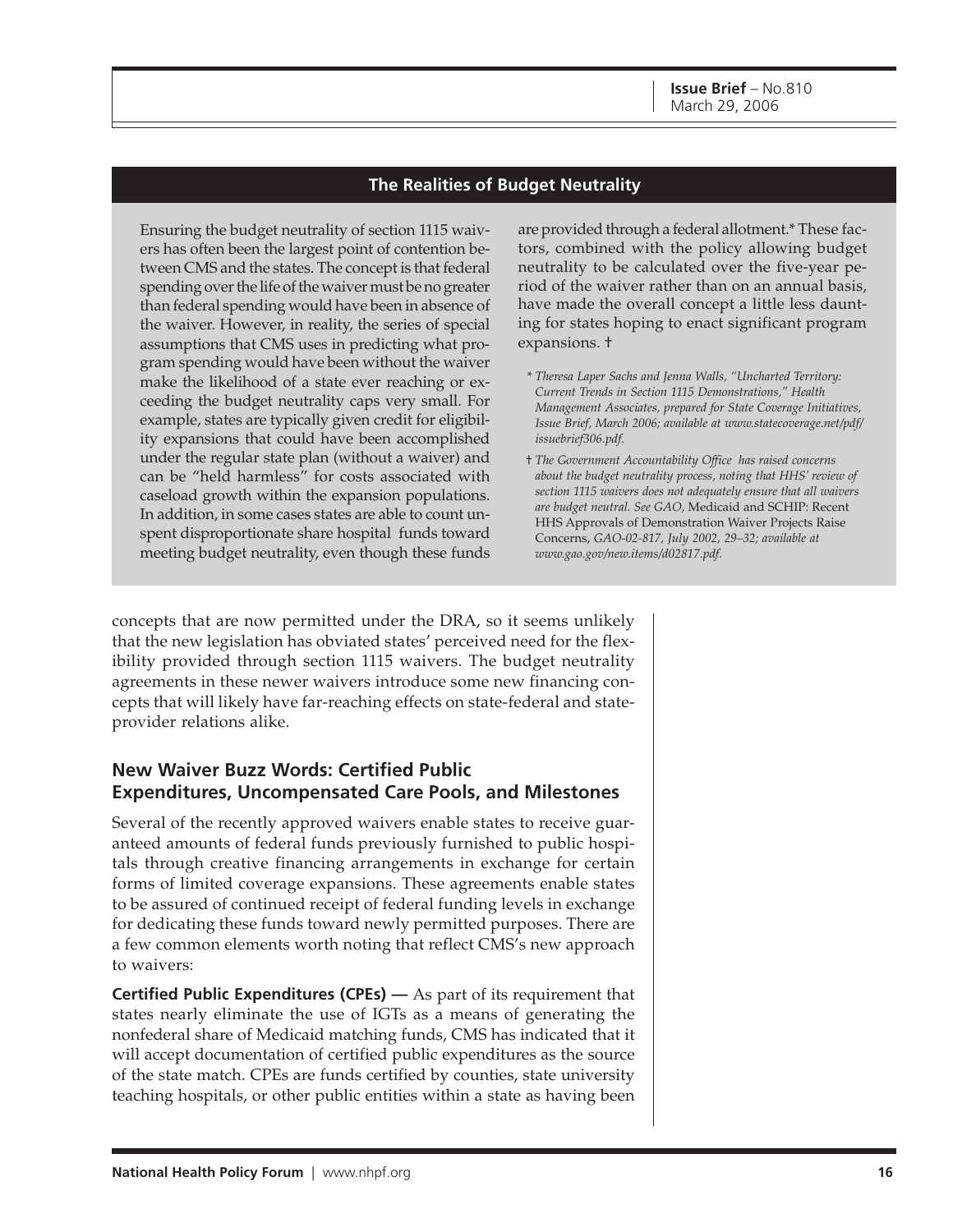## The Realities of Budget Neutrality

Ensuring the budget neutrality of section 1115 waivers has often been the largest point of contention between CMS and the states. The concept is that federal spending over the life of the waiver must be no greater than federal spending would have been in absence of the waiver. However, in reality, the series of special assumptions that CMS uses in predicting what program spending would have been without the waiver make the likelihood of a state ever reaching or exceeding the budget neutrality caps very small. For example, states are typically given credit for eligibility expansions that could have been accomplished under the regular state plan (without a waiver) and can be "held harmless" for costs associated with caseload growth within the expansion populations. In addition, in some cases states are able to count unspent disproportionate share hospital funds toward meeting budget neutrality, even though these funds are provided through a federal allotment.* These factors, combined with the policy allowing budget neutrality to be calculated over the five-year period of the waiver rather than on an annual basis, have made the overall concept a little less daunting for states hoping to enact significant program expansions. †

*\* Theresa Laper Sachs and Jenna Walls, "Uncharted Territory: Current Trends in Section 1115 Demonstrations," Health Management Associates, prepared for State Coverage Initiatives, Issue Brief, March 2006; available at www.statecoverage.net/pdf/issuebrief306.pdf.*

† *The Government Accountability Office has raised concerns about the budget neutrality process, noting that HHS' review of section 1115 waivers does not adequately ensure that all waivers are budget neutral. See GAO,* Medicaid and SCHIP: Recent HHS Approvals of Demonstration Waiver Projects Raise Concerns, *GAO-02-817, July 2002, 29–32; available at www.gao.gov/new.items/d02817.pdf.*

concepts that are now permitted under the DRA, so it seems unlikely that the new legislation has obviated states' perceived need for the flexibility provided through section 1115 waivers. The budget neutrality agreements in these newer waivers introduce some new financing concepts that will likely have far-reaching effects on state-federal and state-provider relations alike.

## New Waiver Buzz Words: Certified Public Expenditures, Uncompensated Care Pools, and Milestones

Several of the recently approved waivers enable states to receive guaranteed amounts of federal funds previously furnished to public hospitals through creative financing arrangements in exchange for certain forms of limited coverage expansions. These agreements enable states to be assured of continued receipt of federal funding levels in exchange for dedicating these funds toward newly permitted purposes. There are a few common elements worth noting that reflect CMS's new approach to waivers:

**Certified Public Expenditures (CPEs) —** As part of its requirement that states nearly eliminate the use of IGTs as a means of generating the nonfederal share of Medicaid matching funds, CMS has indicated that it will accept documentation of certified public expenditures as the source of the state match. CPEs are funds certified by counties, state university teaching hospitals, or other public entities within a state as having been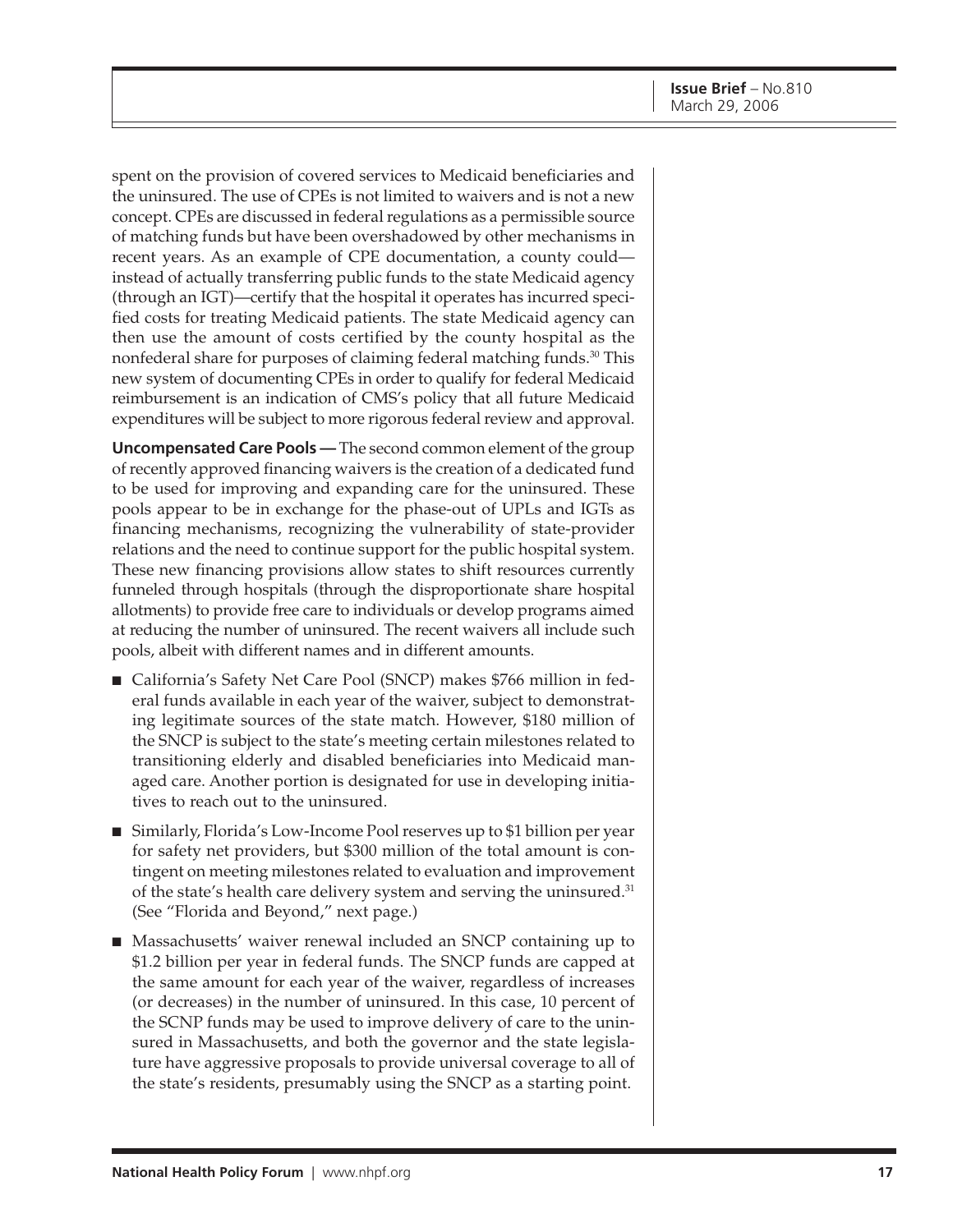spent on the provision of covered services to Medicaid beneficiaries and the uninsured. The use of CPEs is not limited to waivers and is not a new concept. CPEs are discussed in federal regulations as a permissible source of matching funds but have been overshadowed by other mechanisms in recent years. As an example of CPE documentation, a county could—instead of actually transferring public funds to the state Medicaid agency (through an IGT)—certify that the hospital it operates has incurred specified costs for treating Medicaid patients. The state Medicaid agency can then use the amount of costs certified by the county hospital as the nonfederal share for purposes of claiming federal matching funds.[30] This new system of documenting CPEs in order to qualify for federal Medicaid reimbursement is an indication of CMS's policy that all future Medicaid expenditures will be subject to more rigorous federal review and approval.

**Uncompensated Care Pools —** The second common element of the group of recently approved financing waivers is the creation of a dedicated fund to be used for improving and expanding care for the uninsured. These pools appear to be in exchange for the phase-out of UPLs and IGTs as financing mechanisms, recognizing the vulnerability of state-provider relations and the need to continue support for the public hospital system. These new financing provisions allow states to shift resources currently funneled through hospitals (through the disproportionate share hospital allotments) to provide free care to individuals or develop programs aimed at reducing the number of uninsured. The recent waivers all include such pools, albeit with different names and in different amounts.

- California's Safety Net Care Pool (SNCP) makes $766 million in federal funds available in each year of the waiver, subject to demonstrating legitimate sources of the state match. However, $180 million of the SNCP is subject to the state's meeting certain milestones related to transitioning elderly and disabled beneficiaries into Medicaid managed care. Another portion is designated for use in developing initiatives to reach out to the uninsured.
- Similarly, Florida's Low-Income Pool reserves up to $1 billion per year for safety net providers, but $300 million of the total amount is contingent on meeting milestones related to evaluation and improvement of the state's health care delivery system and serving the uninsured.[31] (See "Florida and Beyond," next page.)
- Massachusetts' waiver renewal included an SNCP containing up to $1.2 billion per year in federal funds. The SNCP funds are capped at the same amount for each year of the waiver, regardless of increases (or decreases) in the number of uninsured. In this case, 10 percent of the SCNP funds may be used to improve delivery of care to the uninsured in Massachusetts, and both the governor and the state legislature have aggressive proposals to provide universal coverage to all of the state's residents, presumably using the SNCP as a starting point.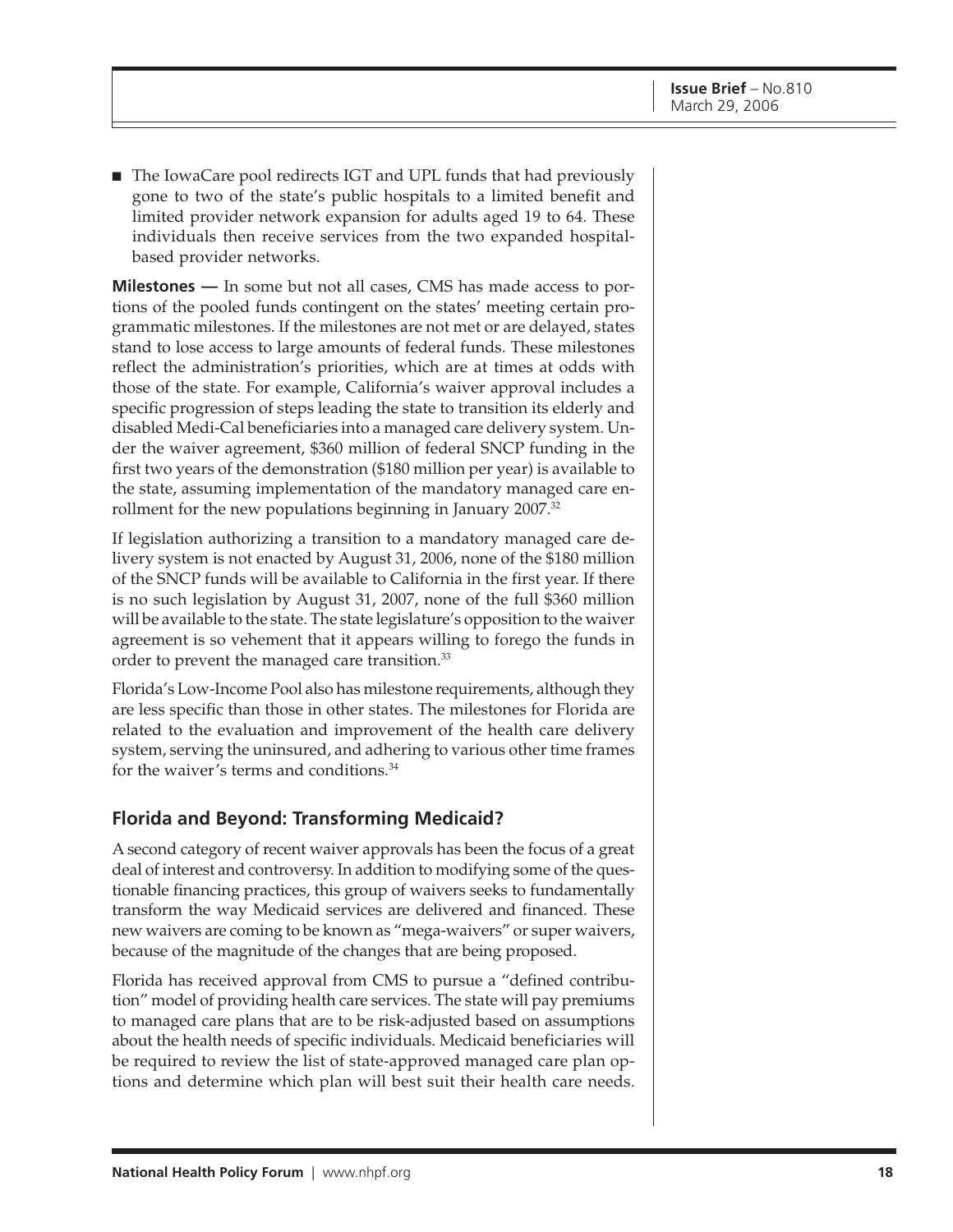- The IowaCare pool redirects IGT and UPL funds that had previously gone to two of the state's public hospitals to a limited benefit and limited provider network expansion for adults aged 19 to 64. These individuals then receive services from the two expanded hospital-based provider networks.

**Milestones —** In some but not all cases, CMS has made access to portions of the pooled funds contingent on the states' meeting certain programmatic milestones. If the milestones are not met or are delayed, states stand to lose access to large amounts of federal funds. These milestones reflect the administration's priorities, which are at times at odds with those of the state. For example, California's waiver approval includes a specific progression of steps leading the state to transition its elderly and disabled Medi-Cal beneficiaries into a managed care delivery system. Under the waiver agreement, $360 million of federal SNCP funding in the first two years of the demonstration ($180 million per year) is available to the state, assuming implementation of the mandatory managed care enrollment for the new populations beginning in January 2007.[32]

If legislation authorizing a transition to a mandatory managed care delivery system is not enacted by August 31, 2006, none of the $180 million of the SNCP funds will be available to California in the first year. If there is no such legislation by August 31, 2007, none of the full $360 million will be available to the state. The state legislature's opposition to the waiver agreement is so vehement that it appears willing to forego the funds in order to prevent the managed care transition.[33]

Florida's Low-Income Pool also has milestone requirements, although they are less specific than those in other states. The milestones for Florida are related to the evaluation and improvement of the health care delivery system, serving the uninsured, and adhering to various other time frames for the waiver's terms and conditions.[34]

## Florida and Beyond: Transforming Medicaid?

A second category of recent waiver approvals has been the focus of a great deal of interest and controversy. In addition to modifying some of the questionable financing practices, this group of waivers seeks to fundamentally transform the way Medicaid services are delivered and financed. These new waivers are coming to be known as "mega-waivers" or super waivers, because of the magnitude of the changes that are being proposed.

Florida has received approval from CMS to pursue a "defined contribution" model of providing health care services. The state will pay premiums to managed care plans that are to be risk-adjusted based on assumptions about the health needs of specific individuals. Medicaid beneficiaries will be required to review the list of state-approved managed care plan options and determine which plan will best suit their health care needs.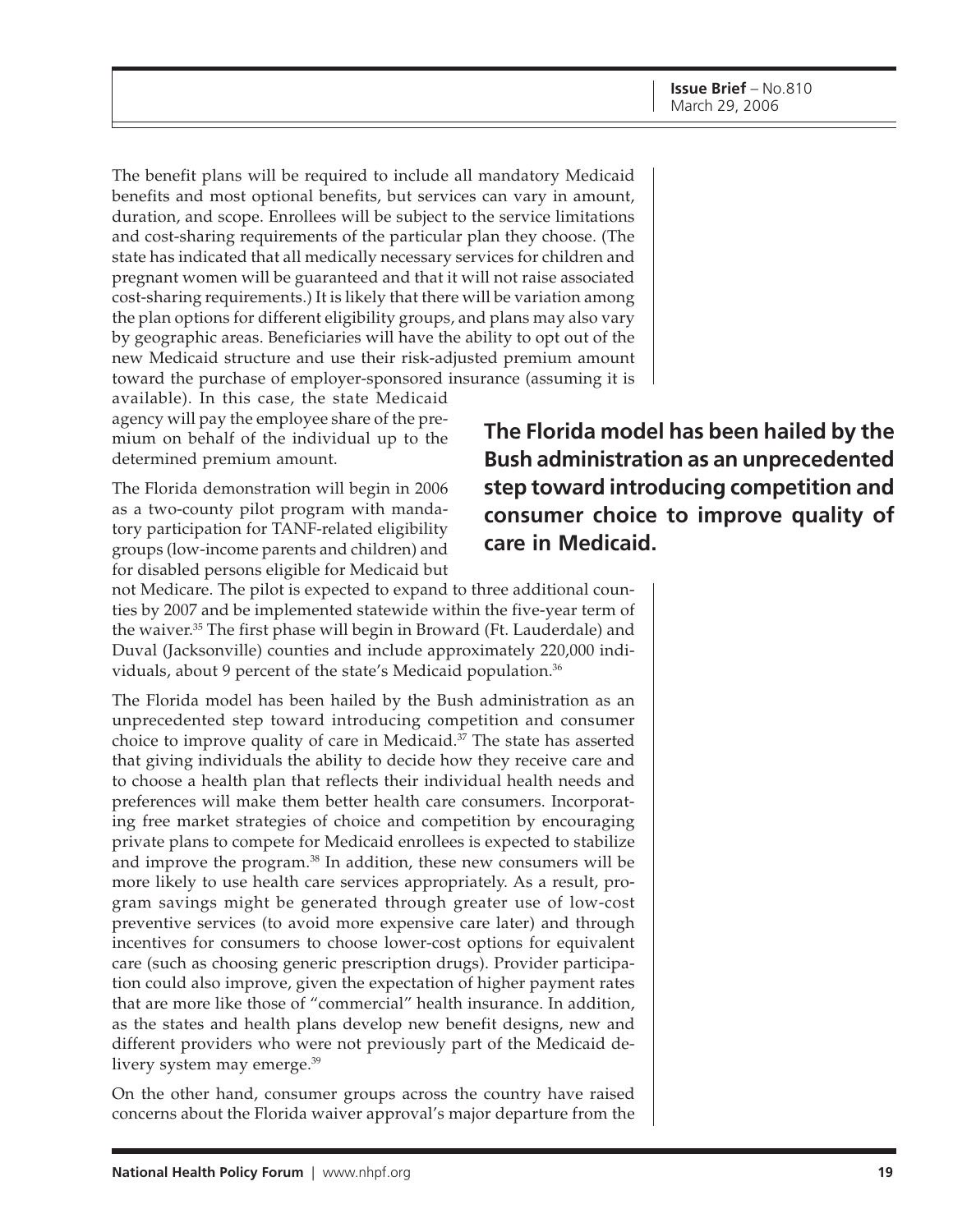The benefit plans will be required to include all mandatory Medicaid benefits and most optional benefits, but services can vary in amount, duration, and scope. Enrollees will be subject to the service limitations and cost-sharing requirements of the particular plan they choose. (The state has indicated that all medically necessary services for children and pregnant women will be guaranteed and that it will not raise associated cost-sharing requirements.) It is likely that there will be variation among the plan options for different eligibility groups, and plans may also vary by geographic areas. Beneficiaries will have the ability to opt out of the new Medicaid structure and use their risk-adjusted premium amount toward the purchase of employer-sponsored insurance (assuming it is available). In this case, the state Medicaid agency will pay the employee share of the premium on behalf of the individual up to the determined premium amount.

**The Florida model has been hailed by the Bush administration as an unprecedented step toward introducing competition and consumer choice to improve quality of care in Medicaid.**

The Florida demonstration will begin in 2006 as a two-county pilot program with mandatory participation for TANF-related eligibility groups (low-income parents and children) and for disabled persons eligible for Medicaid but not Medicare. The pilot is expected to expand to three additional counties by 2007 and be implemented statewide within the five-year term of the waiver.[35] The first phase will begin in Broward (Ft. Lauderdale) and Duval (Jacksonville) counties and include approximately 220,000 individuals, about 9 percent of the state's Medicaid population.[36]

The Florida model has been hailed by the Bush administration as an unprecedented step toward introducing competition and consumer choice to improve quality of care in Medicaid.[37] The state has asserted that giving individuals the ability to decide how they receive care and to choose a health plan that reflects their individual health needs and preferences will make them better health care consumers. Incorporating free market strategies of choice and competition by encouraging private plans to compete for Medicaid enrollees is expected to stabilize and improve the program.[38] In addition, these new consumers will be more likely to use health care services appropriately. As a result, program savings might be generated through greater use of low-cost preventive services (to avoid more expensive care later) and through incentives for consumers to choose lower-cost options for equivalent care (such as choosing generic prescription drugs). Provider participation could also improve, given the expectation of higher payment rates that are more like those of "commercial" health insurance. In addition, as the states and health plans develop new benefit designs, new and different providers who were not previously part of the Medicaid delivery system may emerge.[39]

On the other hand, consumer groups across the country have raised concerns about the Florida waiver approval's major departure from the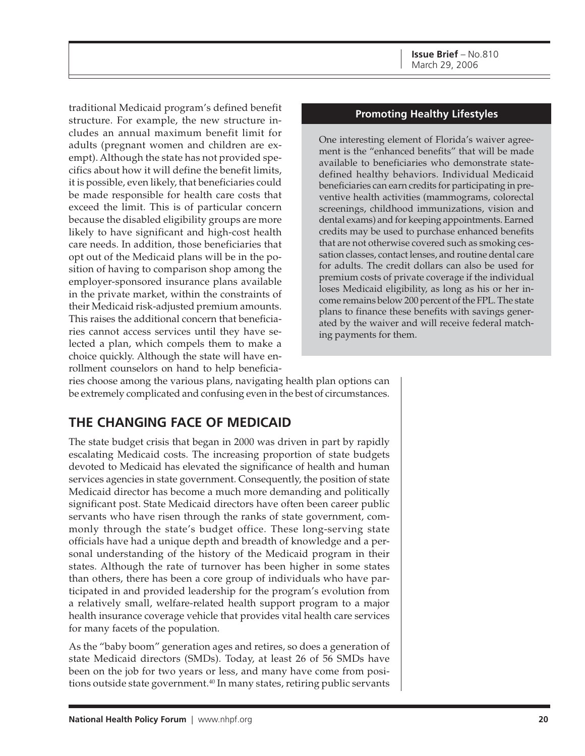traditional Medicaid program's defined benefit structure. For example, the new structure includes an annual maximum benefit limit for adults (pregnant women and children are exempt). Although the state has not provided specifics about how it will define the benefit limits, it is possible, even likely, that beneficiaries could be made responsible for health care costs that exceed the limit. This is of particular concern because the disabled eligibility groups are more likely to have significant and high-cost health care needs. In addition, those beneficiaries that opt out of the Medicaid plans will be in the position of having to comparison shop among the employer-sponsored insurance plans available in the private market, within the constraints of their Medicaid risk-adjusted premium amounts. This raises the additional concern that beneficiaries cannot access services until they have selected a plan, which compels them to make a choice quickly. Although the state will have enrollment counselors on hand to help beneficiaries choose among the various plans, navigating health plan options can be extremely complicated and confusing even in the best of circumstances.

**Promoting Healthy Lifestyles**

One interesting element of Florida's waiver agreement is the "enhanced benefits" that will be made available to beneficiaries who demonstrate state-defined healthy behaviors. Individual Medicaid beneficiaries can earn credits for participating in preventive health activities (mammograms, colorectal screenings, childhood immunizations, vision and dental exams) and for keeping appointments. Earned credits may be used to purchase enhanced benefits that are not otherwise covered such as smoking cessation classes, contact lenses, and routine dental care for adults. The credit dollars can also be used for premium costs of private coverage if the individual loses Medicaid eligibility, as long as his or her income remains below 200 percent of the FPL. The state plans to finance these benefits with savings generated by the waiver and will receive federal matching payments for them.

## THE CHANGING FACE OF MEDICAID

The state budget crisis that began in 2000 was driven in part by rapidly escalating Medicaid costs. The increasing proportion of state budgets devoted to Medicaid has elevated the significance of health and human services agencies in state government. Consequently, the position of state Medicaid director has become a much more demanding and politically significant post. State Medicaid directors have often been career public servants who have risen through the ranks of state government, commonly through the state's budget office. These long-serving state officials have had a unique depth and breadth of knowledge and a personal understanding of the history of the Medicaid program in their states. Although the rate of turnover has been higher in some states than others, there has been a core group of individuals who have participated in and provided leadership for the program's evolution from a relatively small, welfare-related health support program to a major health insurance coverage vehicle that provides vital health care services for many facets of the population.

As the "baby boom" generation ages and retires, so does a generation of state Medicaid directors (SMDs). Today, at least 26 of 56 SMDs have been on the job for two years or less, and many have come from positions outside state government.[40] In many states, retiring public servants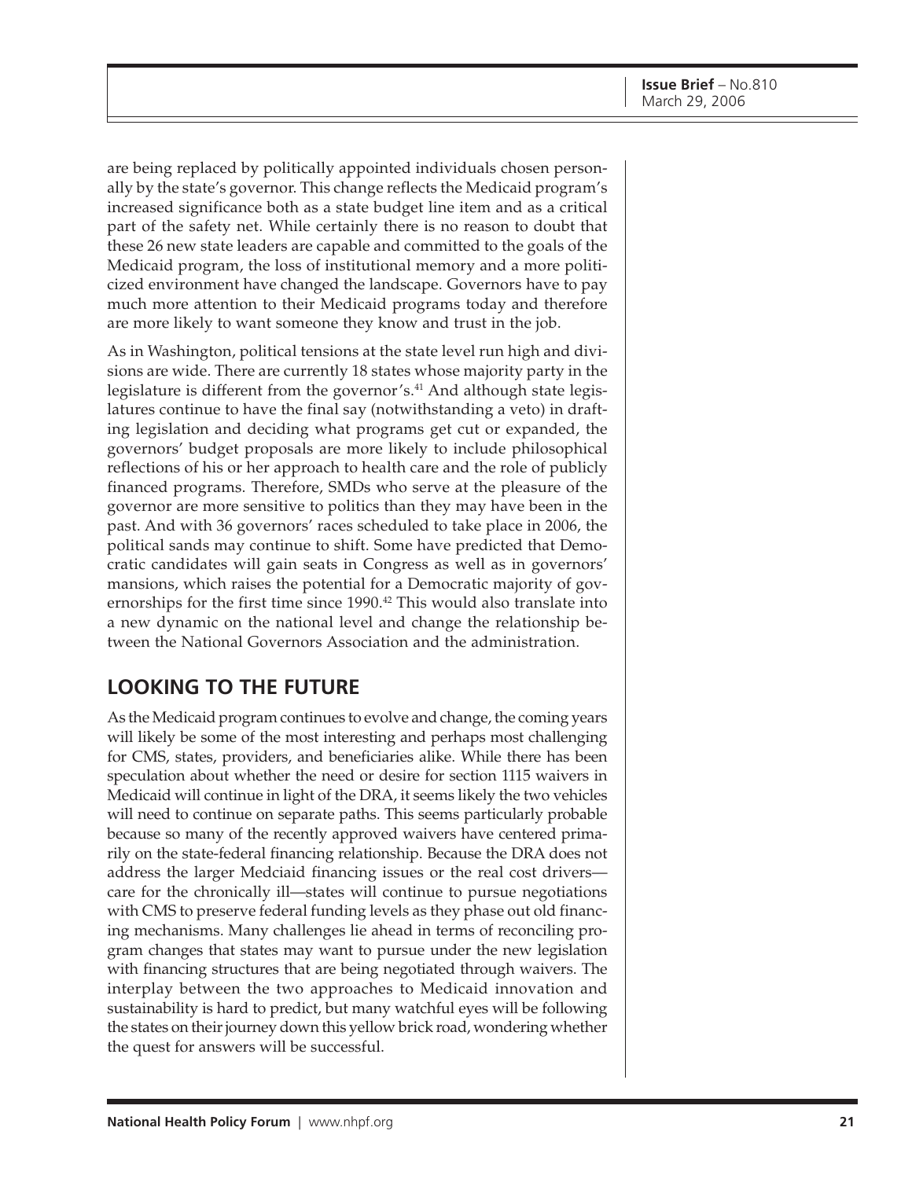are being replaced by politically appointed individuals chosen personally by the state's governor. This change reflects the Medicaid program's increased significance both as a state budget line item and as a critical part of the safety net. While certainly there is no reason to doubt that these 26 new state leaders are capable and committed to the goals of the Medicaid program, the loss of institutional memory and a more politicized environment have changed the landscape. Governors have to pay much more attention to their Medicaid programs today and therefore are more likely to want someone they know and trust in the job.

As in Washington, political tensions at the state level run high and divisions are wide. There are currently 18 states whose majority party in the legislature is different from the governor's.[41] And although state legislatures continue to have the final say (notwithstanding a veto) in drafting legislation and deciding what programs get cut or expanded, the governors' budget proposals are more likely to include philosophical reflections of his or her approach to health care and the role of publicly financed programs. Therefore, SMDs who serve at the pleasure of the governor are more sensitive to politics than they may have been in the past. And with 36 governors' races scheduled to take place in 2006, the political sands may continue to shift. Some have predicted that Democratic candidates will gain seats in Congress as well as in governors' mansions, which raises the potential for a Democratic majority of governorships for the first time since 1990.[42] This would also translate into a new dynamic on the national level and change the relationship between the National Governors Association and the administration.

## LOOKING TO THE FUTURE

As the Medicaid program continues to evolve and change, the coming years will likely be some of the most interesting and perhaps most challenging for CMS, states, providers, and beneficiaries alike. While there has been speculation about whether the need or desire for section 1115 waivers in Medicaid will continue in light of the DRA, it seems likely the two vehicles will need to continue on separate paths. This seems particularly probable because so many of the recently approved waivers have centered primarily on the state-federal financing relationship. Because the DRA does not address the larger Medciaid financing issues or the real cost drivers—care for the chronically ill—states will continue to pursue negotiations with CMS to preserve federal funding levels as they phase out old financing mechanisms. Many challenges lie ahead in terms of reconciling program changes that states may want to pursue under the new legislation with financing structures that are being negotiated through waivers. The interplay between the two approaches to Medicaid innovation and sustainability is hard to predict, but many watchful eyes will be following the states on their journey down this yellow brick road, wondering whether the quest for answers will be successful.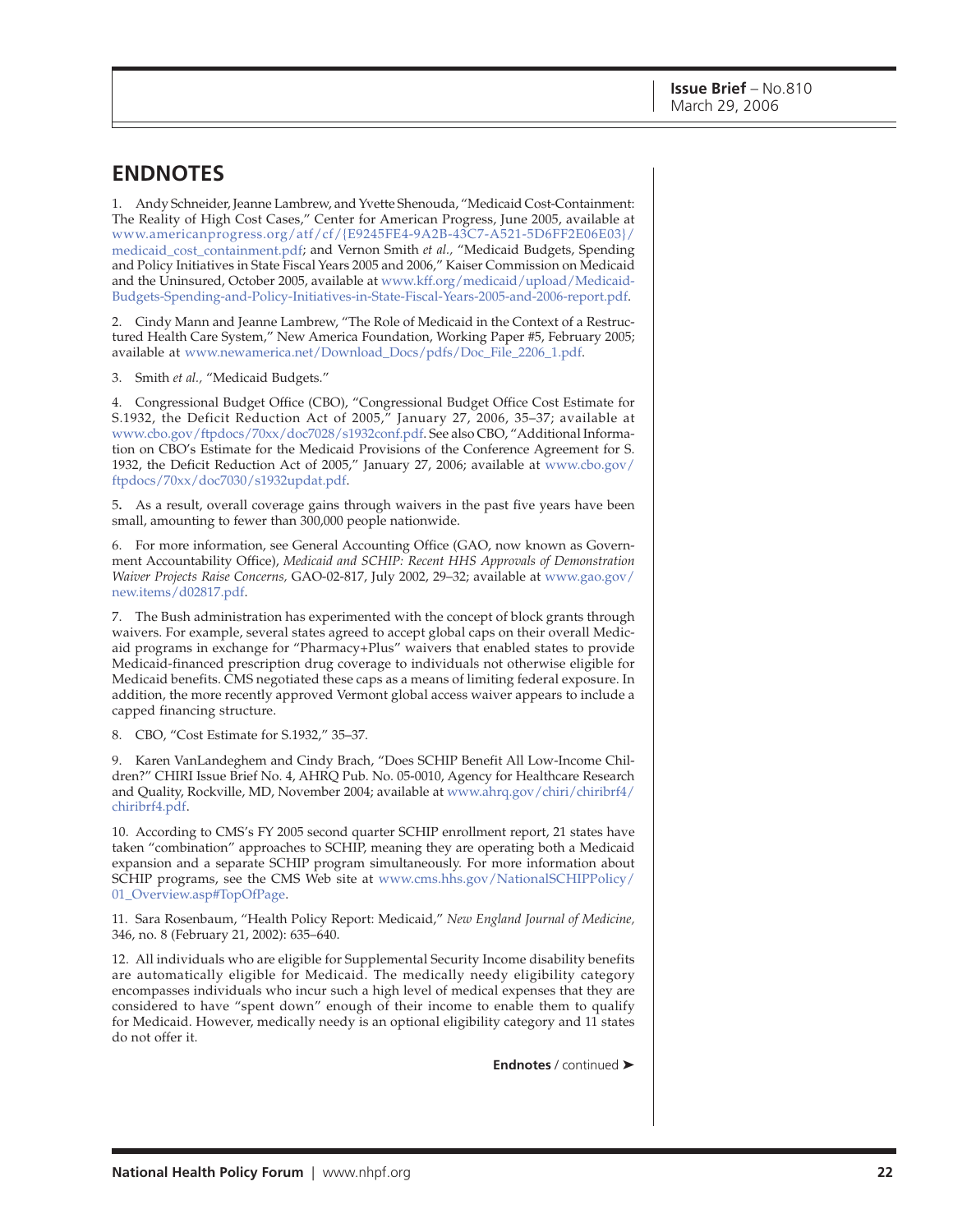## ENDNOTES

1. Andy Schneider, Jeanne Lambrew, and Yvette Shenouda, "Medicaid Cost-Containment: The Reality of High Cost Cases," Center for American Progress, June 2005, available at www.americanprogress.org/atf/cf/{E9245FE4-9A2B-43C7-A521-5D6FF2E06E03}/medicaid_cost_containment.pdf; and Vernon Smith *et al.*, "Medicaid Budgets, Spending and Policy Initiatives in State Fiscal Years 2005 and 2006," Kaiser Commission on Medicaid and the Uninsured, October 2005, available at www.kff.org/medicaid/upload/Medicaid-Budgets-Spending-and-Policy-Initiatives-in-State-Fiscal-Years-2005-and-2006-report.pdf.

2. Cindy Mann and Jeanne Lambrew, "The Role of Medicaid in the Context of a Restructured Health Care System," New America Foundation, Working Paper #5, February 2005; available at www.newamerica.net/Download_Docs/pdfs/Doc_File_2206_1.pdf.

3. Smith *et al.*, "Medicaid Budgets."

4. Congressional Budget Office (CBO), "Congressional Budget Office Cost Estimate for S.1932, the Deficit Reduction Act of 2005," January 27, 2006, 35–37; available at www.cbo.gov/ftpdocs/70xx/doc7028/s1932conf.pdf. See also CBO, "Additional Information on CBO's Estimate for the Medicaid Provisions of the Conference Agreement for S. 1932, the Deficit Reduction Act of 2005," January 27, 2006; available at www.cbo.gov/ftpdocs/70xx/doc7030/s1932updat.pdf.

5. As a result, overall coverage gains through waivers in the past five years have been small, amounting to fewer than 300,000 people nationwide.

6. For more information, see General Accounting Office (GAO, now known as Government Accountability Office), *Medicaid and SCHIP: Recent HHS Approvals of Demonstration Waiver Projects Raise Concerns,* GAO-02-817, July 2002, 29–32; available at www.gao.gov/new.items/d02817.pdf.

7. The Bush administration has experimented with the concept of block grants through waivers. For example, several states agreed to accept global caps on their overall Medicaid programs in exchange for "Pharmacy+Plus" waivers that enabled states to provide Medicaid-financed prescription drug coverage to individuals not otherwise eligible for Medicaid benefits. CMS negotiated these caps as a means of limiting federal exposure. In addition, the more recently approved Vermont global access waiver appears to include a capped financing structure.

8. CBO, "Cost Estimate for S.1932," 35–37.

9. Karen VanLandeghem and Cindy Brach, "Does SCHIP Benefit All Low-Income Children?" CHIRI Issue Brief No. 4, AHRQ Pub. No. 05-0010, Agency for Healthcare Research and Quality, Rockville, MD, November 2004; available at www.ahrq.gov/chiri/chiribrf4/chiribrf4.pdf.

10. According to CMS's FY 2005 second quarter SCHIP enrollment report, 21 states have taken "combination" approaches to SCHIP, meaning they are operating both a Medicaid expansion and a separate SCHIP program simultaneously. For more information about SCHIP programs, see the CMS Web site at www.cms.hhs.gov/NationalSCHIPPolicy/01_Overview.asp#TopOfPage.

11. Sara Rosenbaum, "Health Policy Report: Medicaid," *New England Journal of Medicine,* 346, no. 8 (February 21, 2002): 635–640.

12. All individuals who are eligible for Supplemental Security Income disability benefits are automatically eligible for Medicaid. The medically needy eligibility category encompasses individuals who incur such a high level of medical expenses that they are considered to have "spent down" enough of their income to enable them to qualify for Medicaid. However, medically needy is an optional eligibility category and 11 states do not offer it.

**Endnotes** / continued ➤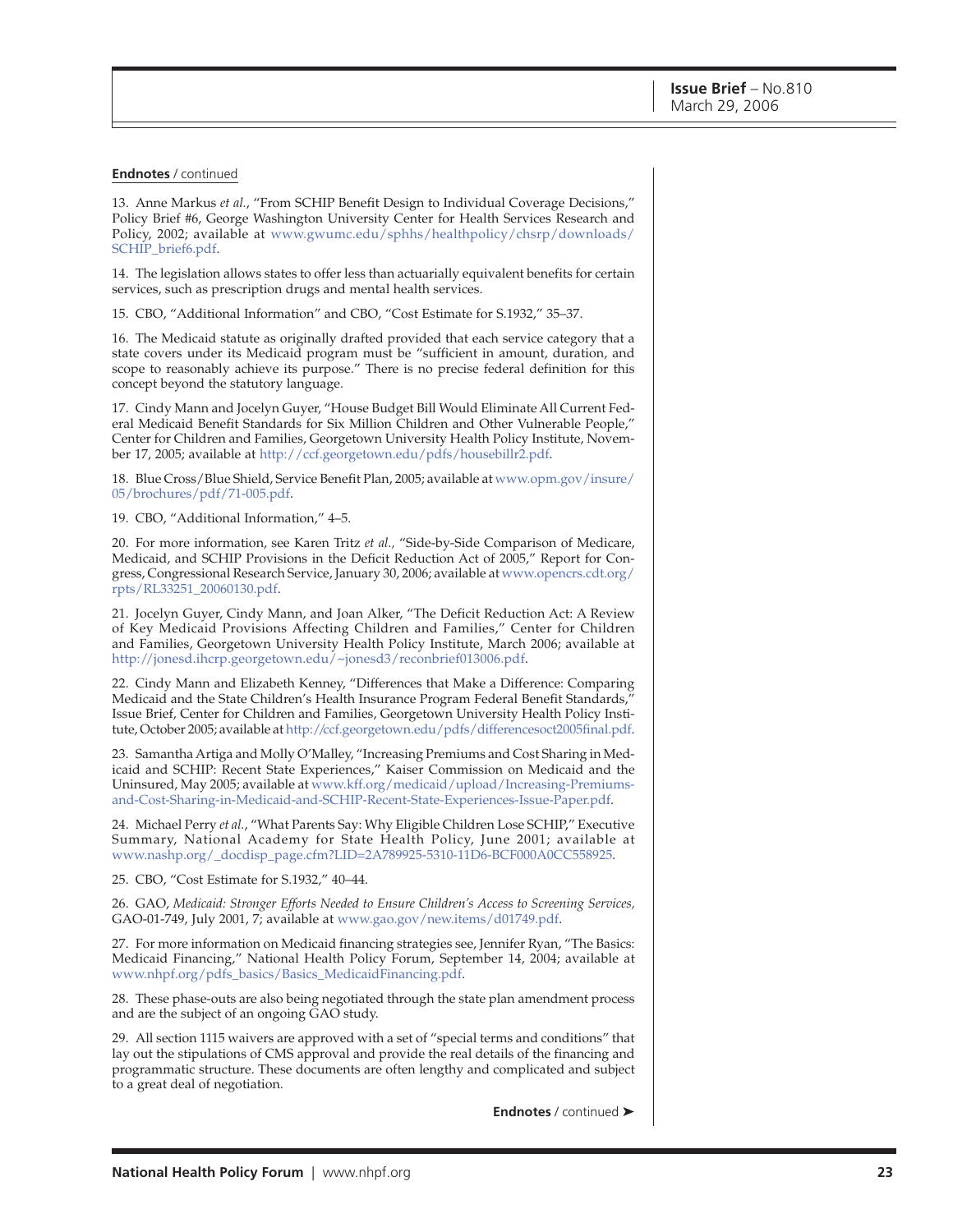**Endnotes** / continued

13. Anne Markus *et al.*, "From SCHIP Benefit Design to Individual Coverage Decisions," Policy Brief #6, George Washington University Center for Health Services Research and Policy, 2002; available at www.gwumc.edu/sphhs/healthpolicy/chsrp/downloads/SCHIP_brief6.pdf.

14. The legislation allows states to offer less than actuarially equivalent benefits for certain services, such as prescription drugs and mental health services.

15. CBO, "Additional Information" and CBO, "Cost Estimate for S.1932," 35–37.

16. The Medicaid statute as originally drafted provided that each service category that a state covers under its Medicaid program must be "sufficient in amount, duration, and scope to reasonably achieve its purpose." There is no precise federal definition for this concept beyond the statutory language.

17. Cindy Mann and Jocelyn Guyer, "House Budget Bill Would Eliminate All Current Federal Medicaid Benefit Standards for Six Million Children and Other Vulnerable People," Center for Children and Families, Georgetown University Health Policy Institute, November 17, 2005; available at http://ccf.georgetown.edu/pdfs/housebillr2.pdf.

18. Blue Cross/Blue Shield, Service Benefit Plan, 2005; available at www.opm.gov/insure/05/brochures/pdf/71-005.pdf.

19. CBO, "Additional Information," 4–5.

20. For more information, see Karen Tritz *et al.,* "Side-by-Side Comparison of Medicare, Medicaid, and SCHIP Provisions in the Deficit Reduction Act of 2005," Report for Congress, Congressional Research Service, January 30, 2006; available at www.opencrs.cdt.org/rpts/RL33251_20060130.pdf.

21. Jocelyn Guyer, Cindy Mann, and Joan Alker, "The Deficit Reduction Act: A Review of Key Medicaid Provisions Affecting Children and Families," Center for Children and Families, Georgetown University Health Policy Institute, March 2006; available at http://jonesd.ihcrp.georgetown.edu/~jonesd3/reconbrief013006.pdf.

22. Cindy Mann and Elizabeth Kenney, "Differences that Make a Difference: Comparing Medicaid and the State Children's Health Insurance Program Federal Benefit Standards," Issue Brief, Center for Children and Families, Georgetown University Health Policy Institute, October 2005; available at http://ccf.georgetown.edu/pdfs/differencesoct2005final.pdf.

23. Samantha Artiga and Molly O'Malley, "Increasing Premiums and Cost Sharing in Medicaid and SCHIP: Recent State Experiences," Kaiser Commission on Medicaid and the Uninsured, May 2005; available at www.kff.org/medicaid/upload/Increasing-Premiums-and-Cost-Sharing-in-Medicaid-and-SCHIP-Recent-State-Experiences-Issue-Paper.pdf.

24. Michael Perry *et al.*, "What Parents Say: Why Eligible Children Lose SCHIP," Executive Summary, National Academy for State Health Policy, June 2001; available at www.nashp.org/_docdisp_page.cfm?LID=2A789925-5310-11D6-BCF000A0CC558925.

25. CBO, "Cost Estimate for S.1932," 40–44.

26. GAO, *Medicaid: Stronger Efforts Needed to Ensure Children's Access to Screening Services,* GAO-01-749, July 2001, 7; available at www.gao.gov/new.items/d01749.pdf.

27. For more information on Medicaid financing strategies see, Jennifer Ryan, "The Basics: Medicaid Financing," National Health Policy Forum, September 14, 2004; available at www.nhpf.org/pdfs_basics/Basics_MedicaidFinancing.pdf.

28. These phase-outs are also being negotiated through the state plan amendment process and are the subject of an ongoing GAO study.

29. All section 1115 waivers are approved with a set of "special terms and conditions" that lay out the stipulations of CMS approval and provide the real details of the financing and programmatic structure. These documents are often lengthy and complicated and subject to a great deal of negotiation.

**Endnotes** / continued ➤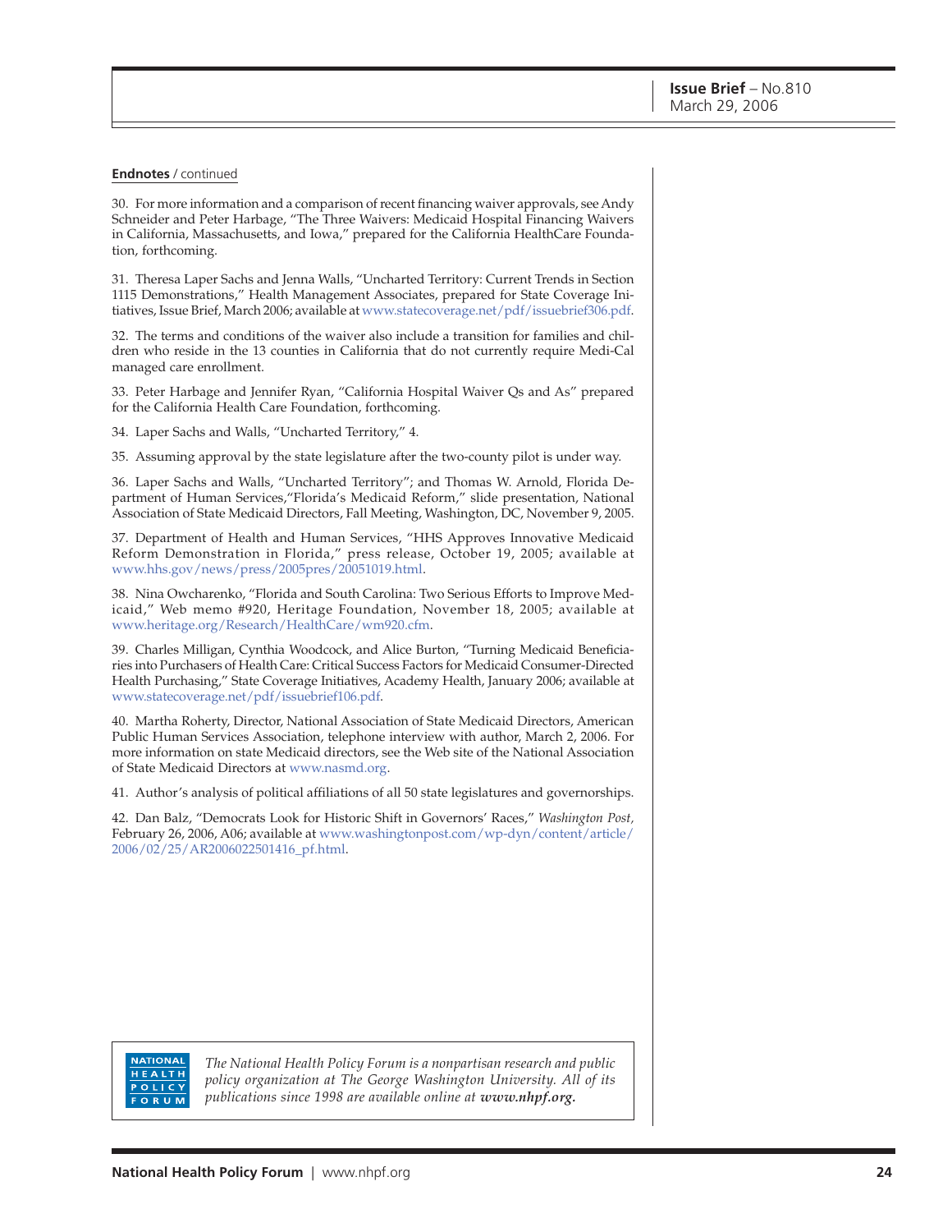**Endnotes** / continued

30. For more information and a comparison of recent financing waiver approvals, see Andy Schneider and Peter Harbage, "The Three Waivers: Medicaid Hospital Financing Waivers in California, Massachusetts, and Iowa," prepared for the California HealthCare Foundation, forthcoming.

31. Theresa Laper Sachs and Jenna Walls, "Uncharted Territory: Current Trends in Section 1115 Demonstrations," Health Management Associates, prepared for State Coverage Initiatives, Issue Brief, March 2006; available at www.statecoverage.net/pdf/issuebrief306.pdf.

32. The terms and conditions of the waiver also include a transition for families and children who reside in the 13 counties in California that do not currently require Medi-Cal managed care enrollment.

33. Peter Harbage and Jennifer Ryan, "California Hospital Waiver Qs and As" prepared for the California Health Care Foundation, forthcoming.

34. Laper Sachs and Walls, "Uncharted Territory," 4.

35. Assuming approval by the state legislature after the two-county pilot is under way.

36. Laper Sachs and Walls, "Uncharted Territory"; and Thomas W. Arnold, Florida Department of Human Services,"Florida's Medicaid Reform," slide presentation, National Association of State Medicaid Directors, Fall Meeting, Washington, DC, November 9, 2005.

37. Department of Health and Human Services, "HHS Approves Innovative Medicaid Reform Demonstration in Florida," press release, October 19, 2005; available at www.hhs.gov/news/press/2005pres/20051019.html.

38. Nina Owcharenko, "Florida and South Carolina: Two Serious Efforts to Improve Medicaid," Web memo #920, Heritage Foundation, November 18, 2005; available at www.heritage.org/Research/HealthCare/wm920.cfm.

39. Charles Milligan, Cynthia Woodcock, and Alice Burton, "Turning Medicaid Beneficiaries into Purchasers of Health Care: Critical Success Factors for Medicaid Consumer-Directed Health Purchasing," State Coverage Initiatives, Academy Health, January 2006; available at www.statecoverage.net/pdf/issuebrief106.pdf.

40. Martha Roherty, Director, National Association of State Medicaid Directors, American Public Human Services Association, telephone interview with author, March 2, 2006. For more information on state Medicaid directors, see the Web site of the National Association of State Medicaid Directors at www.nasmd.org.

41. Author's analysis of political affiliations of all 50 state legislatures and governorships.

42. Dan Balz, "Democrats Look for Historic Shift in Governors' Races," *Washington Post*, February 26, 2006, A06; available at www.washingtonpost.com/wp-dyn/content/article/2006/02/25/AR2006022501416_pf.html.

NATIONAL HEALTH POLICY FORUM

*The National Health Policy Forum is a nonpartisan research and public policy organization at The George Washington University. All of its publications since 1998 are available online at* ***www.nhpf.org.***